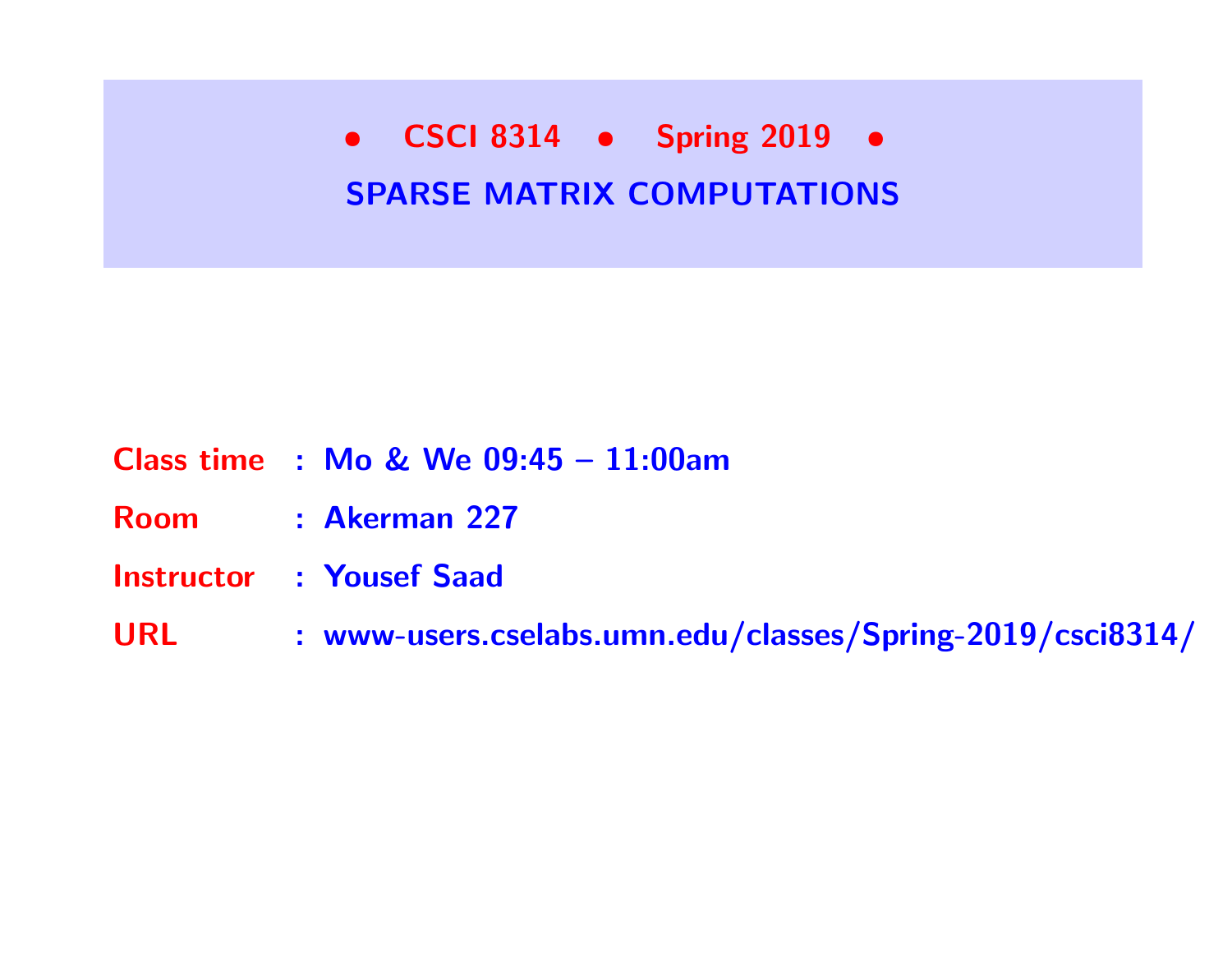# • CSCI 8314 • Spring 2019 •

## SPARSE MATRIX COMPUTATIONS

| | | |
|---|---|---|
| **Class time** | : | **Mo & We 09:45 – 11:00am** |
| **Room** | : | **Akerman 227** |
| **Instructor** | : | **Yousef Saad** |
| **URL** | : | **www-users.cselabs.umn.edu/classes/Spring-2019/csci8314/** |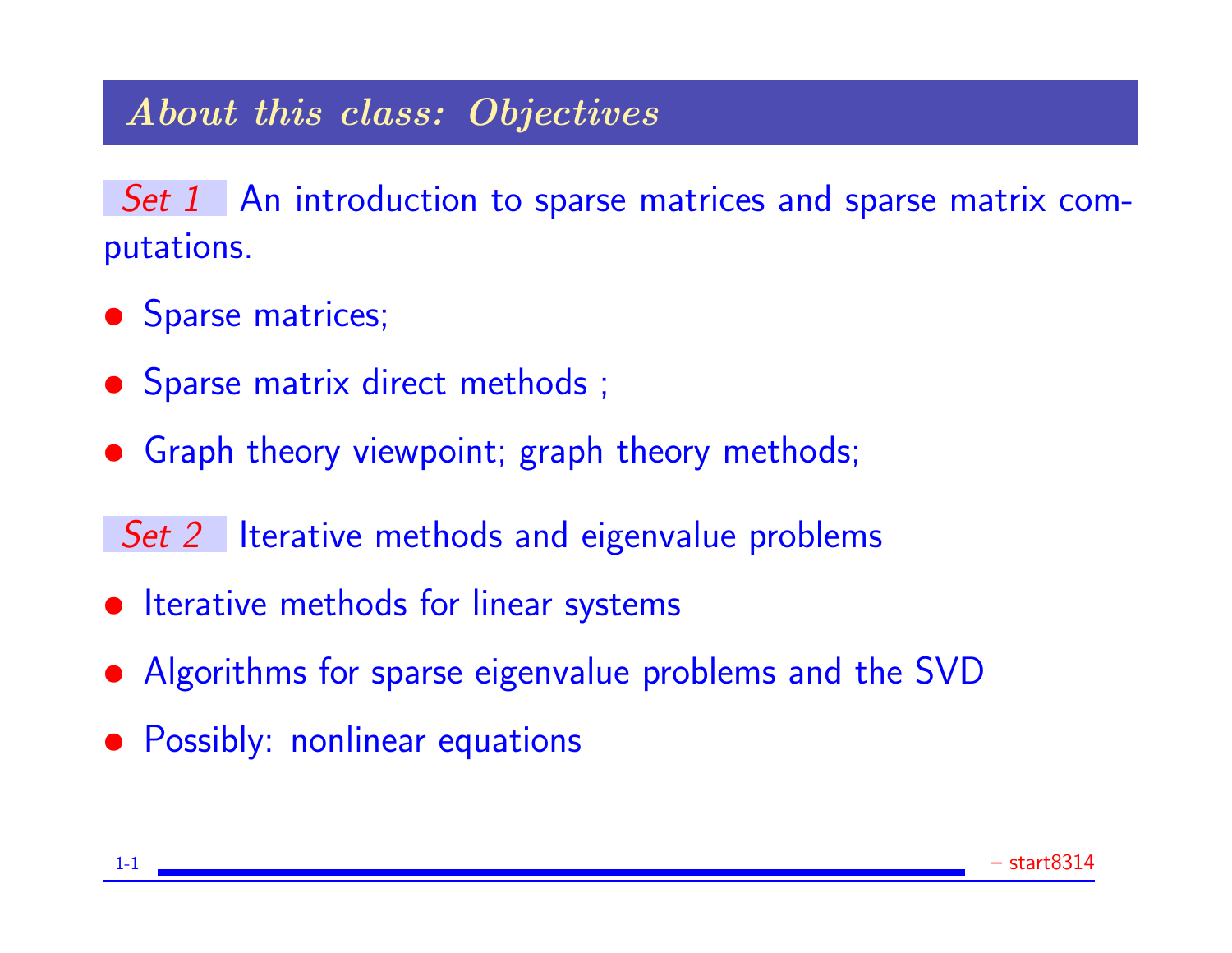## *About this class: Objectives*

*Set 1* An introduction to sparse matrices and sparse matrix computations.

- Sparse matrices;
- Sparse matrix direct methods ;
- Graph theory viewpoint; graph theory methods;

*Set 2* Iterative methods and eigenvalue problems

- Iterative methods for linear systems
- Algorithms for sparse eigenvalue problems and the SVD
- Possibly: nonlinear equations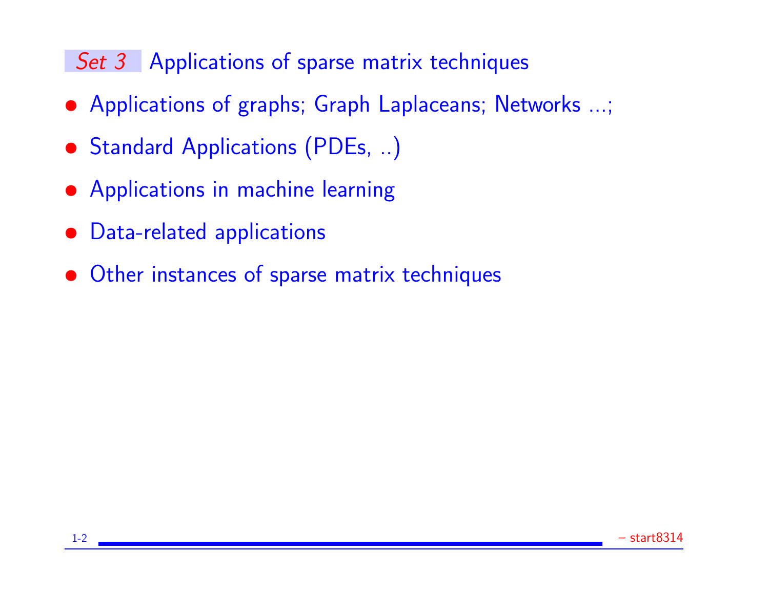## *Set 3* Applications of sparse matrix techniques

- Applications of graphs; Graph Laplaceans; Networks ...;
- Standard Applications (PDEs, ..)
- Applications in machine learning
- Data-related applications
- Other instances of sparse matrix techniques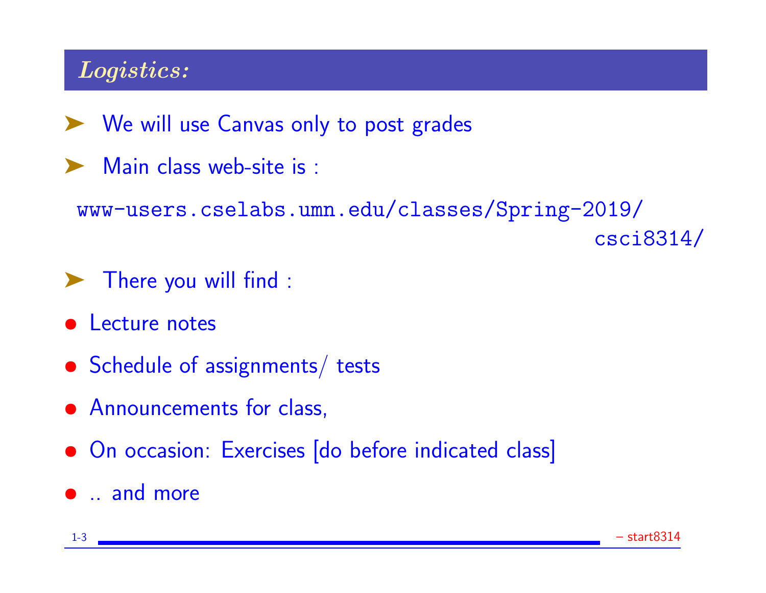## *Logistics:*

- We will use Canvas only to post grades
- Main class web-site is :

```
www-users.cselabs.umn.edu/classes/Spring-2019/
                                        csci8314/
```

- There you will find :

- Lecture notes
- Schedule of assignments/ tests
- Announcements for class,
- On occasion: Exercises [do before indicated class]
- .. and more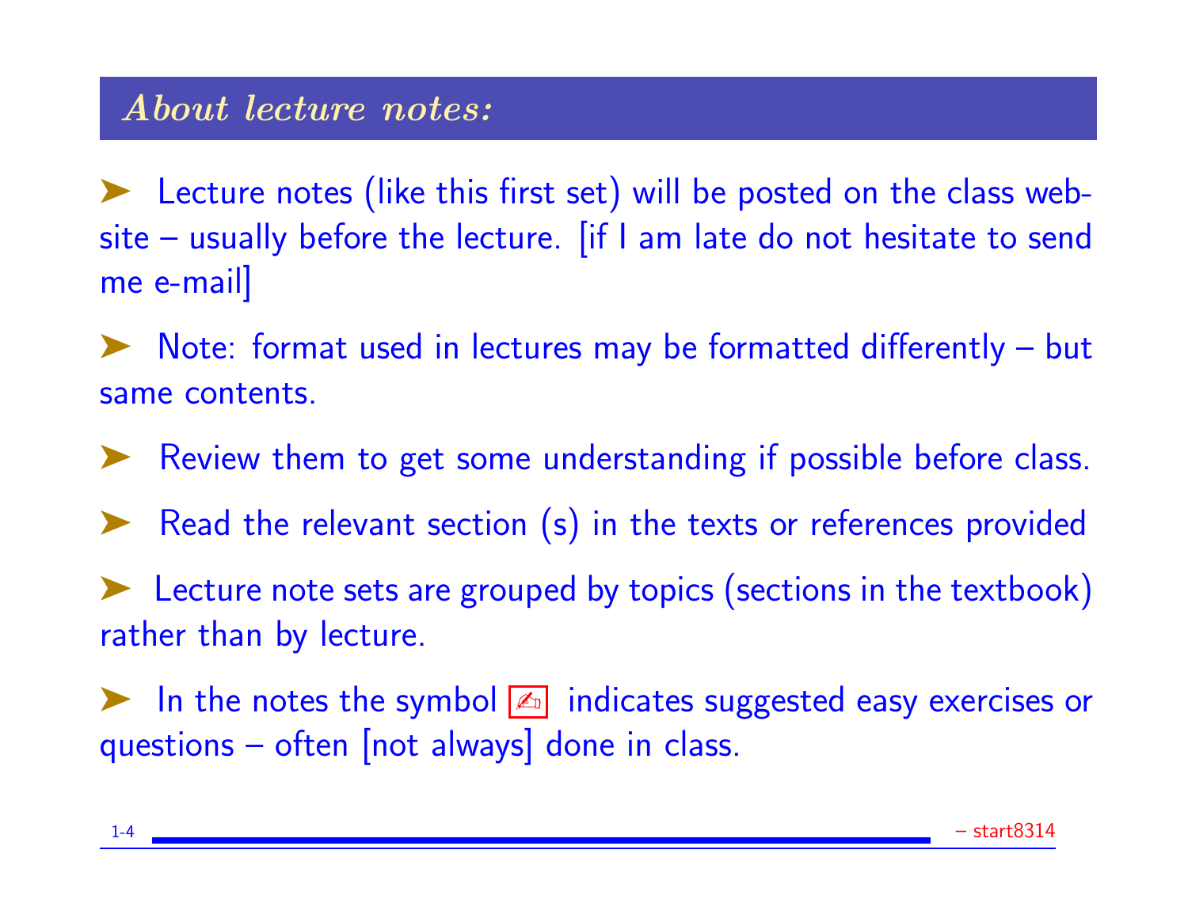## *About lecture notes:*

- Lecture notes (like this first set) will be posted on the class web-site – usually before the lecture. [if I am late do not hesitate to send me e-mail]
- Note: format used in lectures may be formatted differently – but same contents.
- Review them to get some understanding if possible before class.
- Read the relevant section (s) in the texts or references provided
- Lecture note sets are grouped by topics (sections in the textbook) rather than by lecture.
- In the notes the symbol ✍ indicates suggested easy exercises or questions – often [not always] done in class.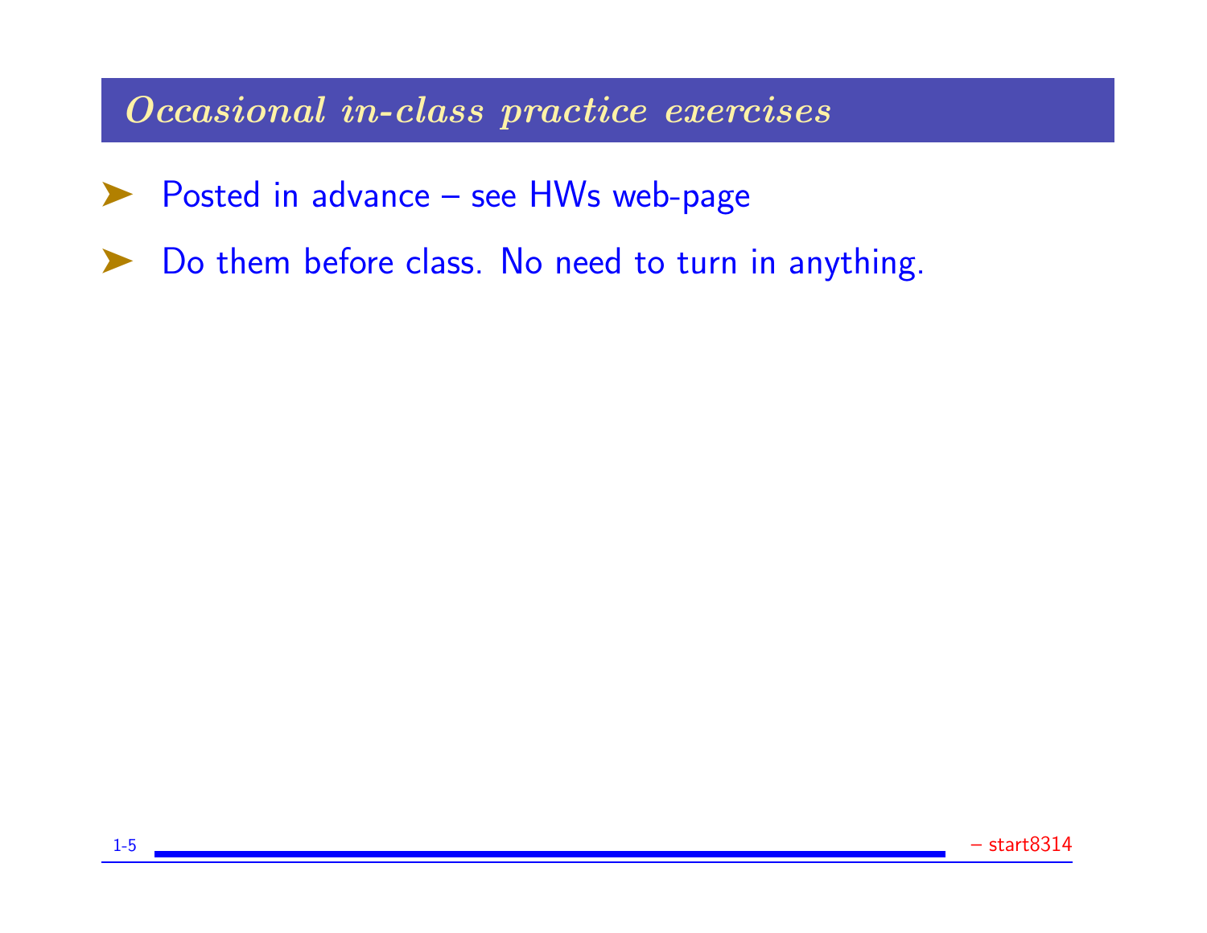## *Occasional in-class practice exercises*

- Posted in advance – see HWs web-page
- Do them before class. No need to turn in anything.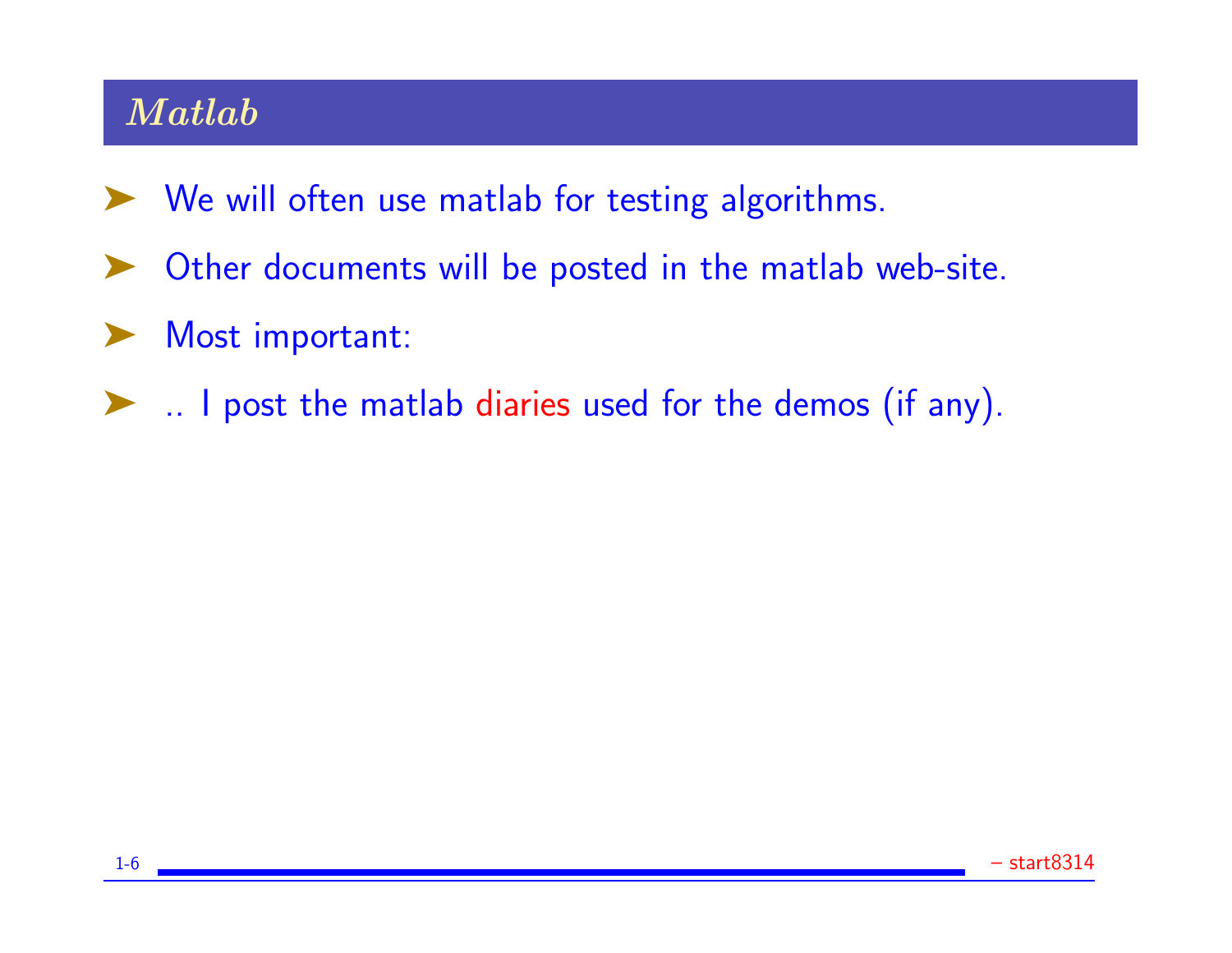## *Matlab*

- We will often use matlab for testing algorithms.
- Other documents will be posted in the matlab web-site.
- Most important:
- .. I post the matlab diaries used for the demos (if any).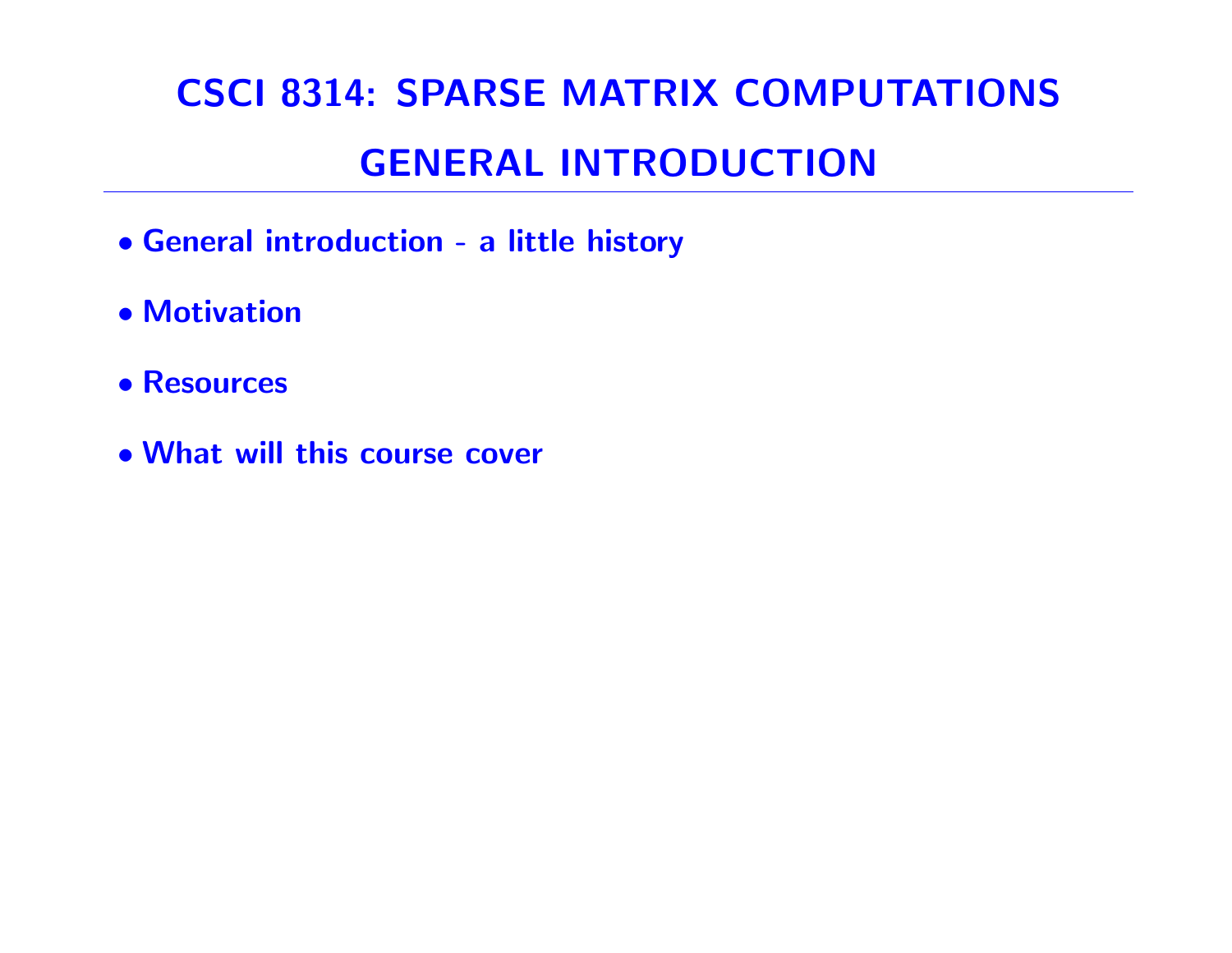# CSCI 8314: SPARSE MATRIX COMPUTATIONS

## GENERAL INTRODUCTION

- **General introduction - a little history**
- **Motivation**
- **Resources**
- **What will this course cover**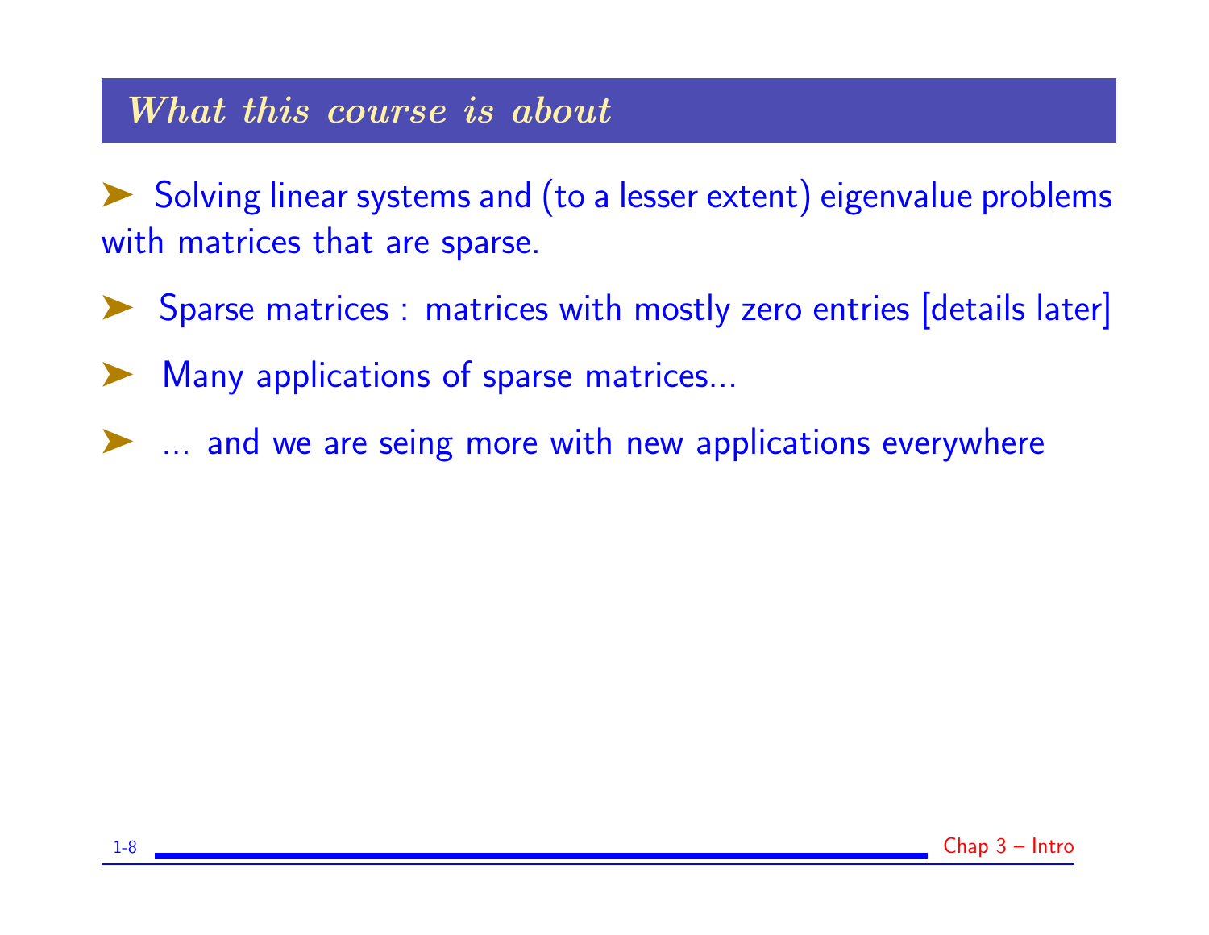## *What this course is about*

- Solving linear systems and (to a lesser extent) eigenvalue problems with matrices that are sparse.
- Sparse matrices : matrices with mostly zero entries [details later]
- Many applications of sparse matrices...
- ... and we are seing more with new applications everywhere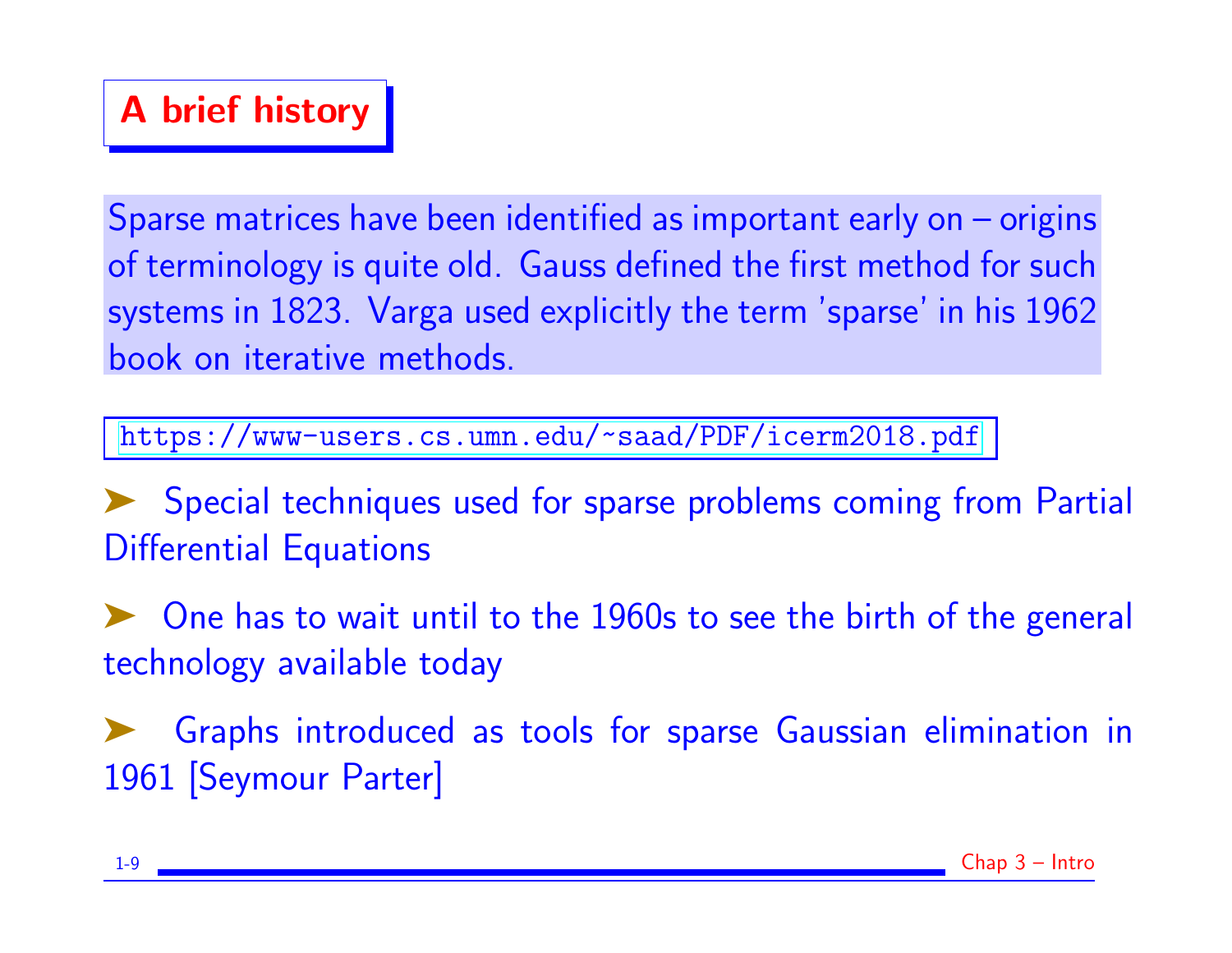## A brief history

Sparse matrices have been identified as important early on – origins of terminology is quite old. Gauss defined the first method for such systems in 1823. Varga used explicitly the term 'sparse' in his 1962 book on iterative methods.

https://www-users.cs.umn.edu/~saad/PDF/icerm2018.pdf

- Special techniques used for sparse problems coming from Partial Differential Equations
- One has to wait until to the 1960s to see the birth of the general technology available today
- Graphs introduced as tools for sparse Gaussian elimination in 1961 [Seymour Parter]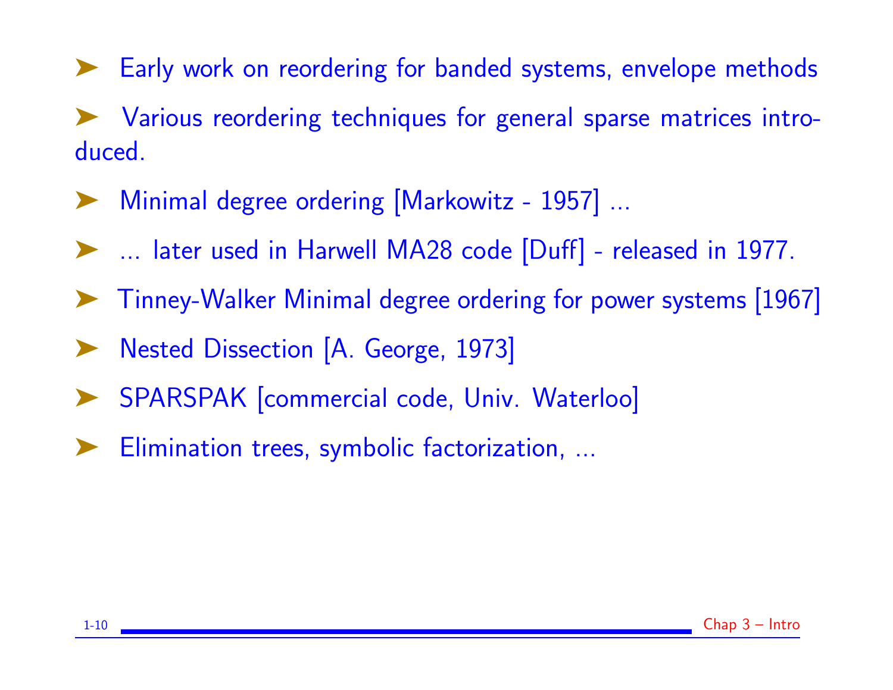- Early work on reordering for banded systems, envelope methods
- Various reordering techniques for general sparse matrices introduced.
- Minimal degree ordering [Markowitz - 1957] ...
- ... later used in Harwell MA28 code [Duff] - released in 1977.
- Tinney-Walker Minimal degree ordering for power systems [1967]
- Nested Dissection [A. George, 1973]
- SPARSPAK [commercial code, Univ. Waterloo]
- Elimination trees, symbolic factorization, ...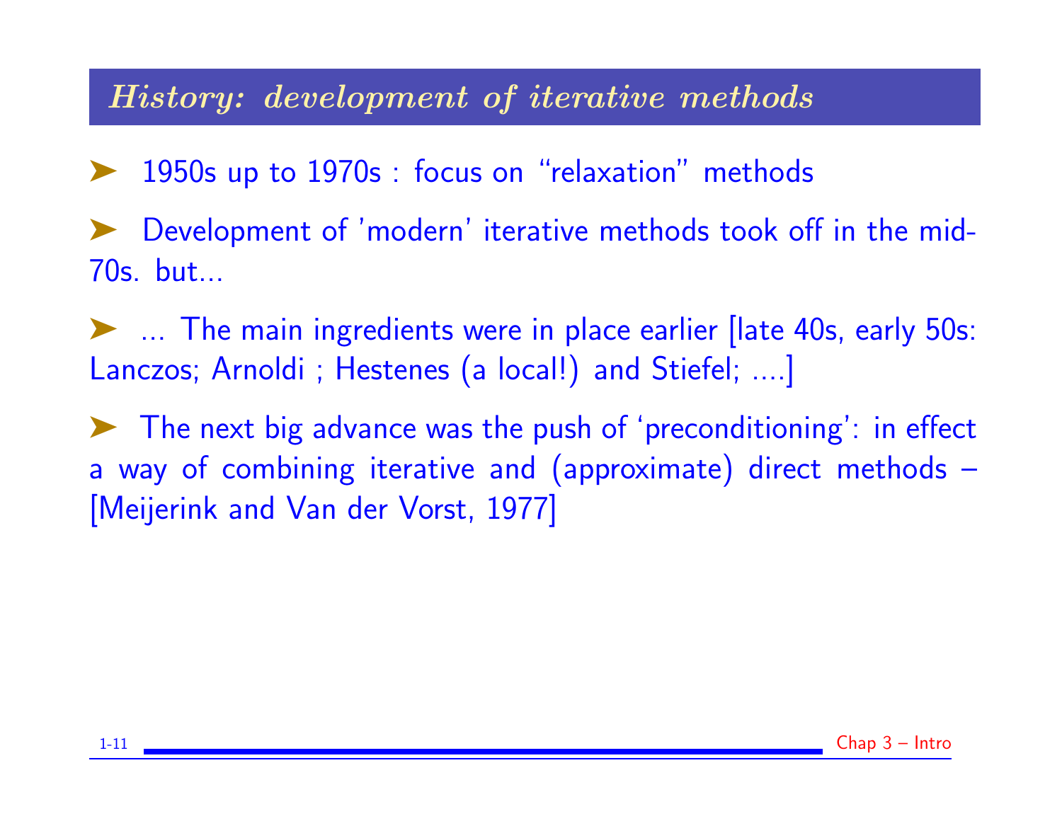## *History: development of iterative methods*

- 1950s up to 1970s : focus on "relaxation" methods
- Development of 'modern' iterative methods took off in the mid-70s. but...
- ... The main ingredients were in place earlier [late 40s, early 50s: Lanczos; Arnoldi ; Hestenes (a local!) and Stiefel; ....]
- The next big advance was the push of 'preconditioning': in effect a way of combining iterative and (approximate) direct methods – [Meijerink and Van der Vorst, 1977]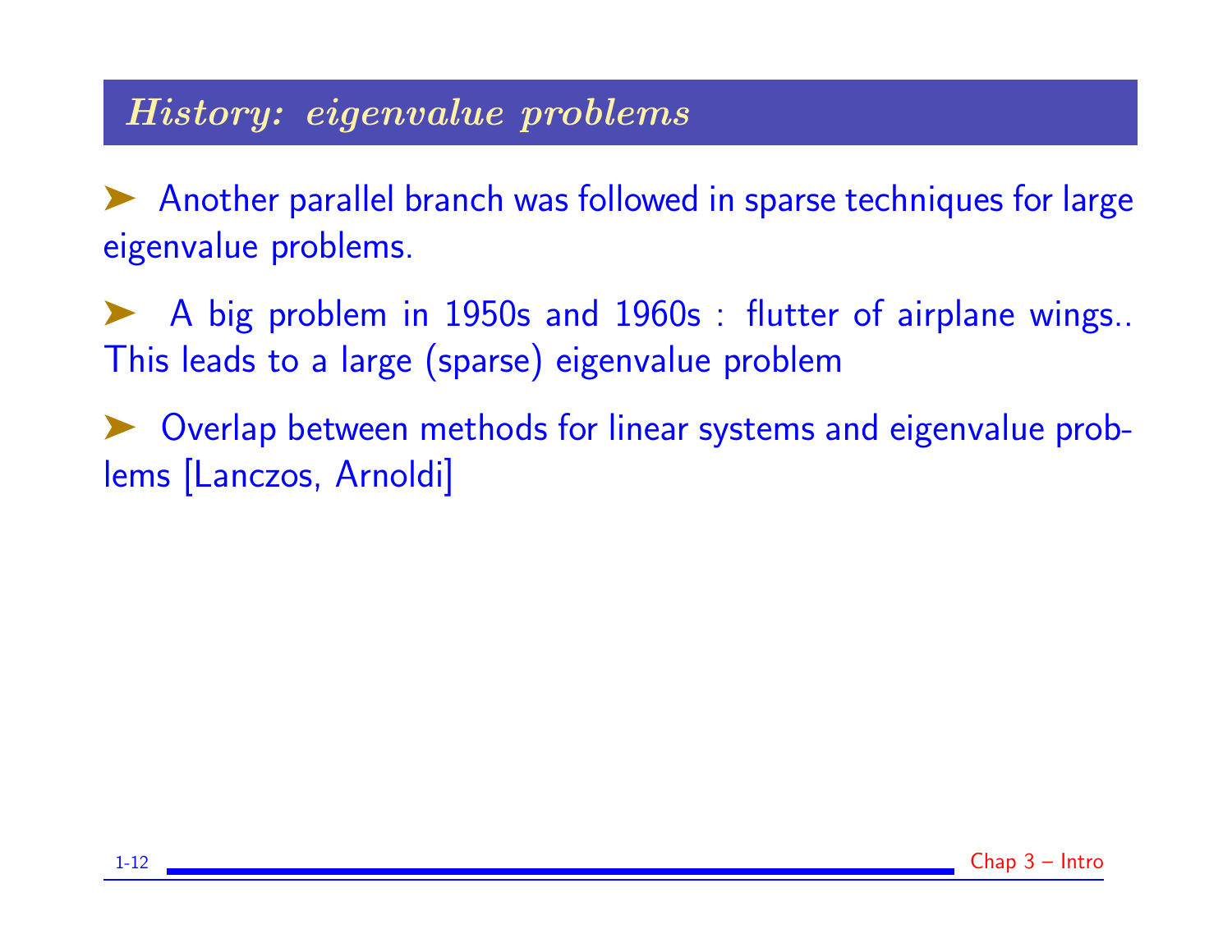## *History: eigenvalue problems*

- Another parallel branch was followed in sparse techniques for large eigenvalue problems.
- A big problem in 1950s and 1960s : flutter of airplane wings.. This leads to a large (sparse) eigenvalue problem
- Overlap between methods for linear systems and eigenvalue problems [Lanczos, Arnoldi]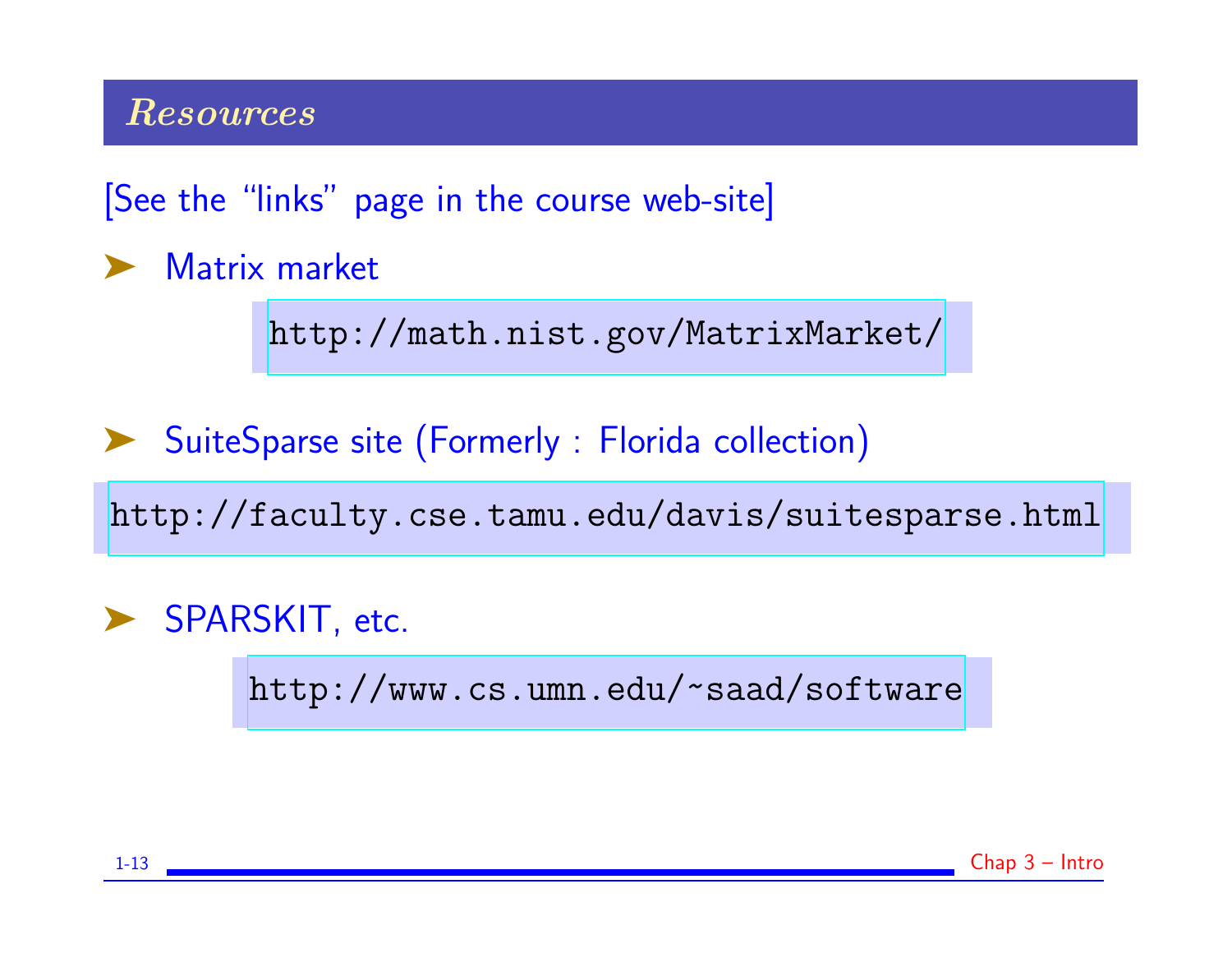## *Resources*

[See the "links" page in the course web-site]

- Matrix market

  `http://math.nist.gov/MatrixMarket/`

- SuiteSparse site (Formerly : Florida collection)

  `http://faculty.cse.tamu.edu/davis/suitesparse.html`

- SPARSKIT, etc.

  `http://www.cs.umn.edu/~saad/software`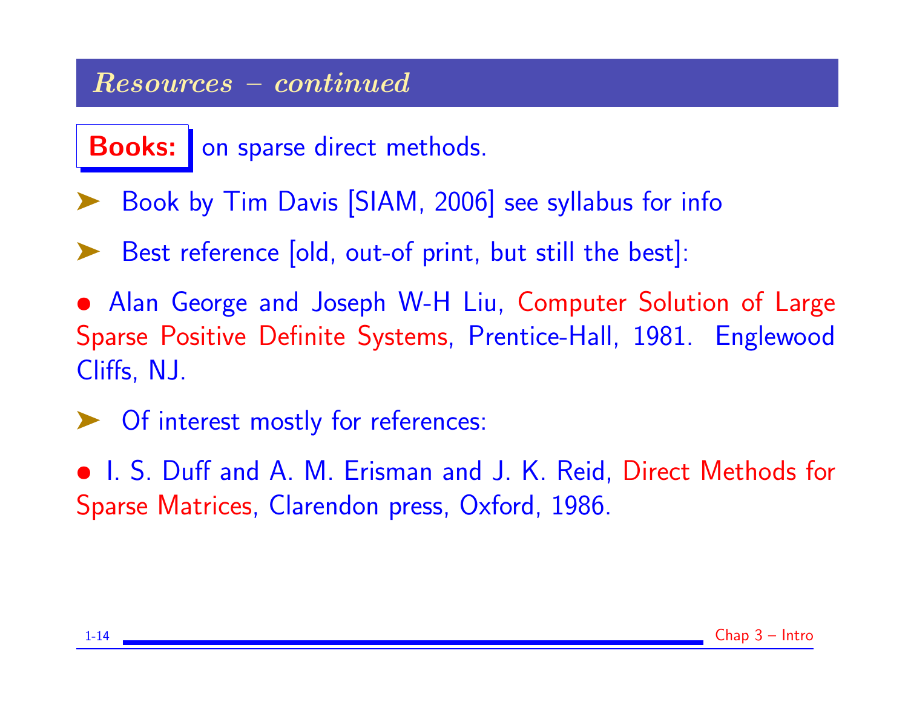## *Resources – continued*

**Books:** on sparse direct methods.

- Book by Tim Davis [SIAM, 2006] see syllabus for info
- Best reference [old, out-of print, but still the best]:

• Alan George and Joseph W-H Liu, Computer Solution of Large Sparse Positive Definite Systems, Prentice-Hall, 1981. Englewood Cliffs, NJ.

- Of interest mostly for references:

• I. S. Duff and A. M. Erisman and J. K. Reid, Direct Methods for Sparse Matrices, Clarendon press, Oxford, 1986.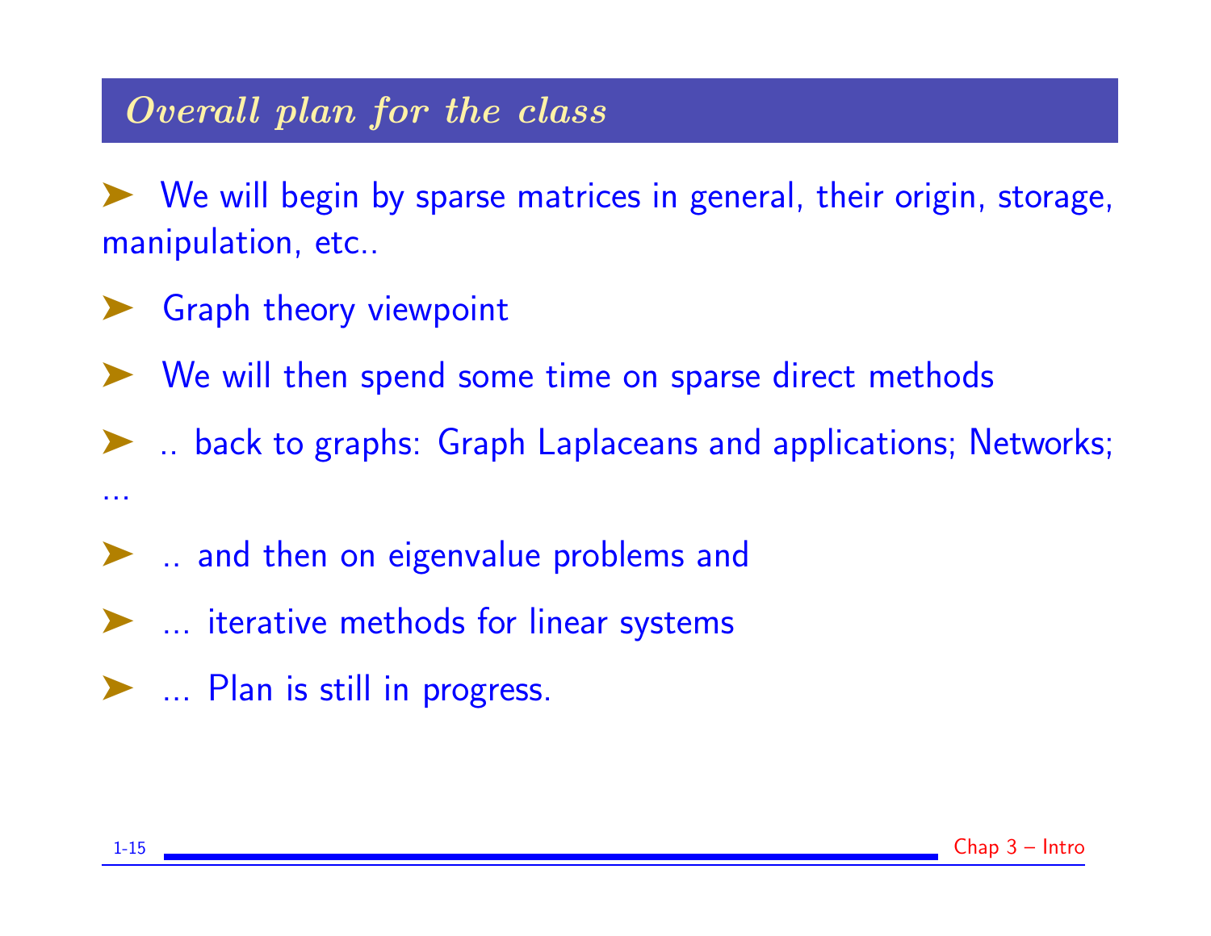## *Overall plan for the class*

- We will begin by sparse matrices in general, their origin, storage, manipulation, etc..
- Graph theory viewpoint
- We will then spend some time on sparse direct methods
- .. back to graphs: Graph Laplaceans and applications; Networks; ...
- .. and then on eigenvalue problems and
- ... iterative methods for linear systems
- ... Plan is still in progress.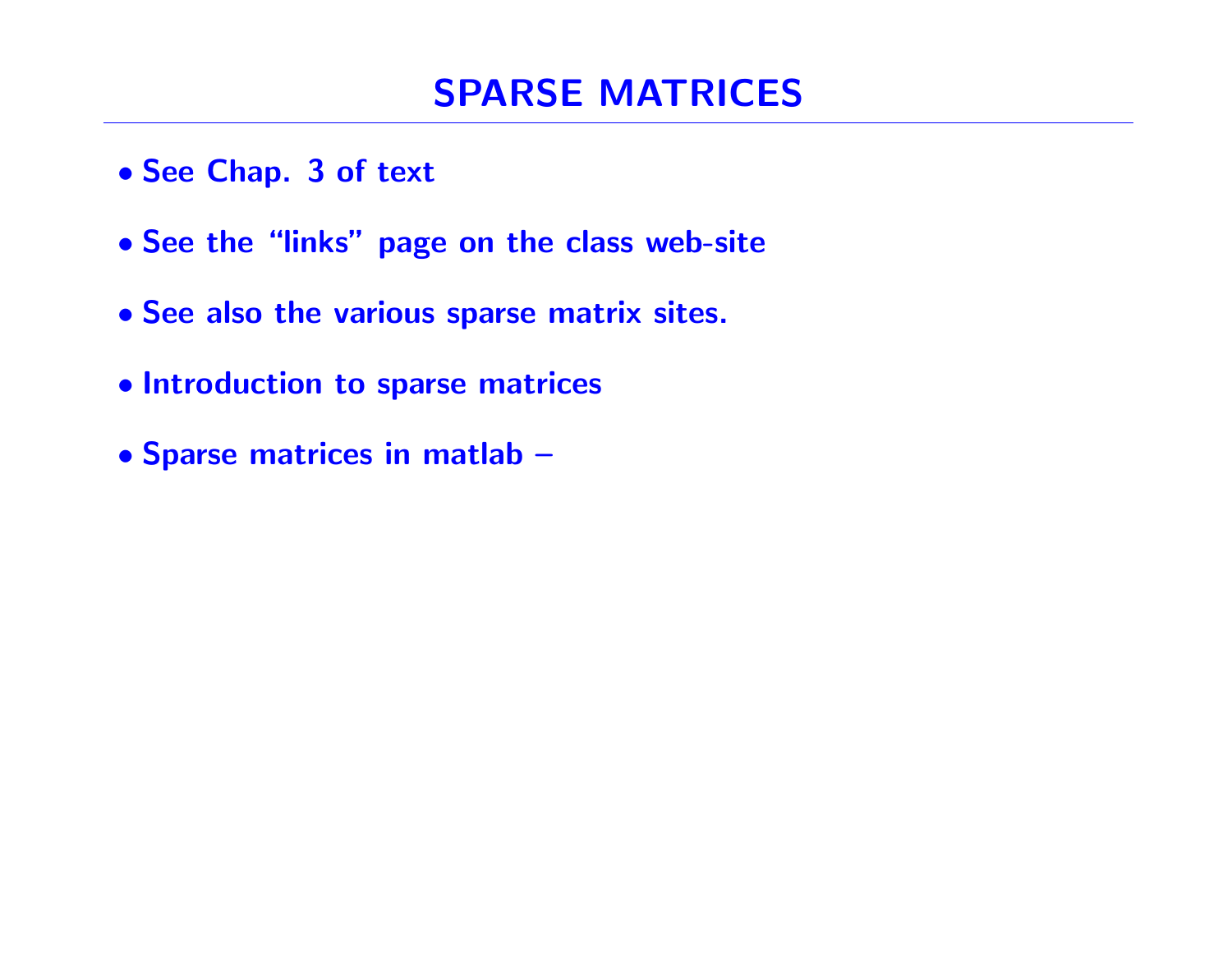# SPARSE MATRICES

- See Chap. 3 of text
- See the "links" page on the class web-site
- See also the various sparse matrix sites.
- Introduction to sparse matrices
- Sparse matrices in matlab –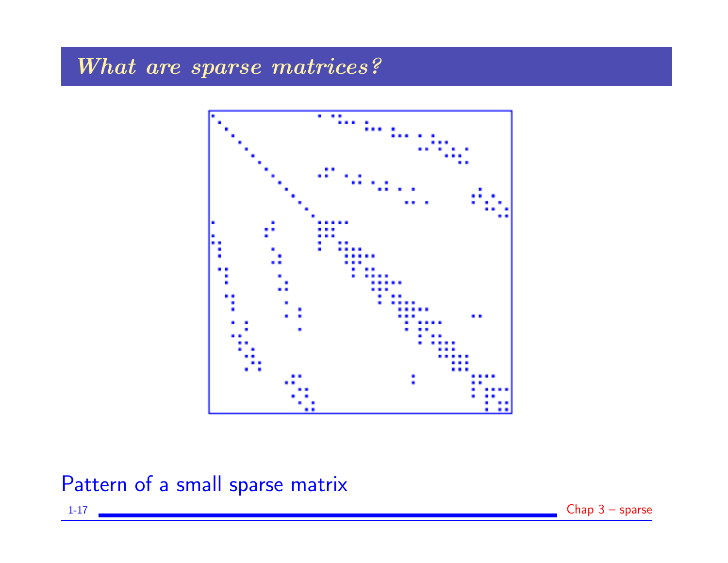# What are sparse matrices?

Pattern of a small sparse matrix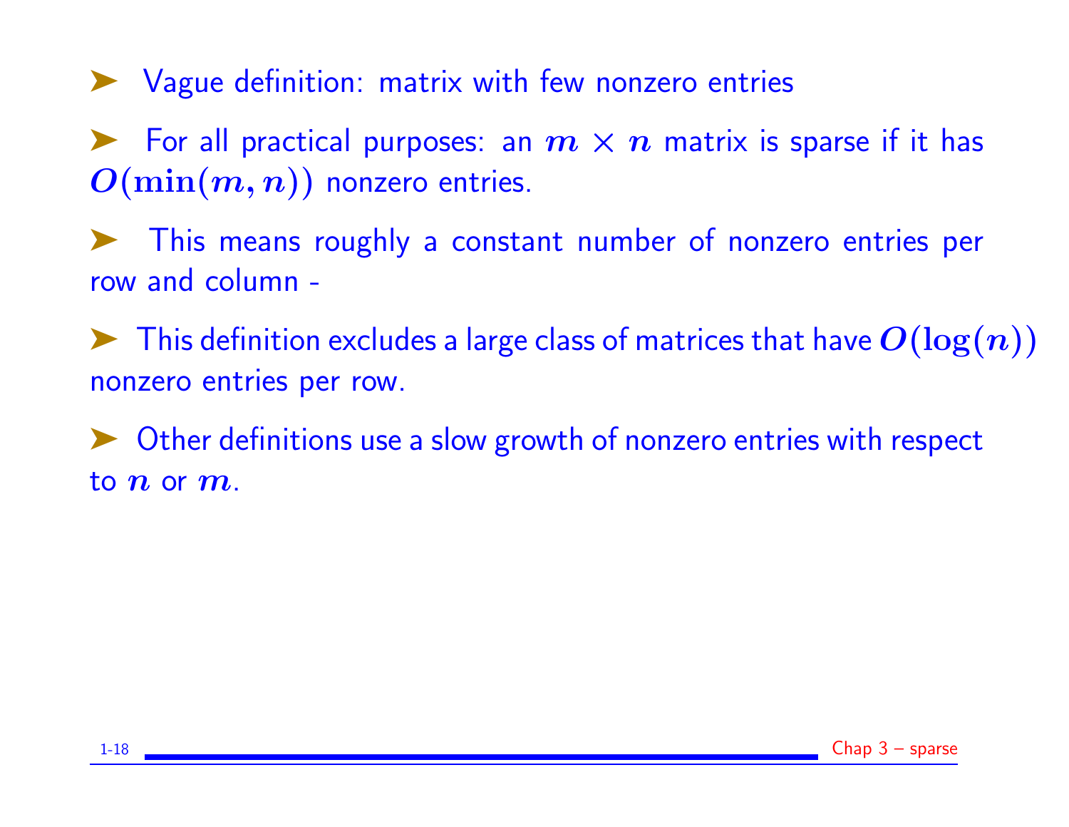- Vague definition: matrix with few nonzero entries
- For all practical purposes: an $m \times n$ matrix is sparse if it has $O(\min(m, n))$ nonzero entries.
- This means roughly a constant number of nonzero entries per row and column -
- This definition excludes a large class of matrices that have $O(\log(n))$ nonzero entries per row.
- Other definitions use a slow growth of nonzero entries with respect to $n$ or $m$.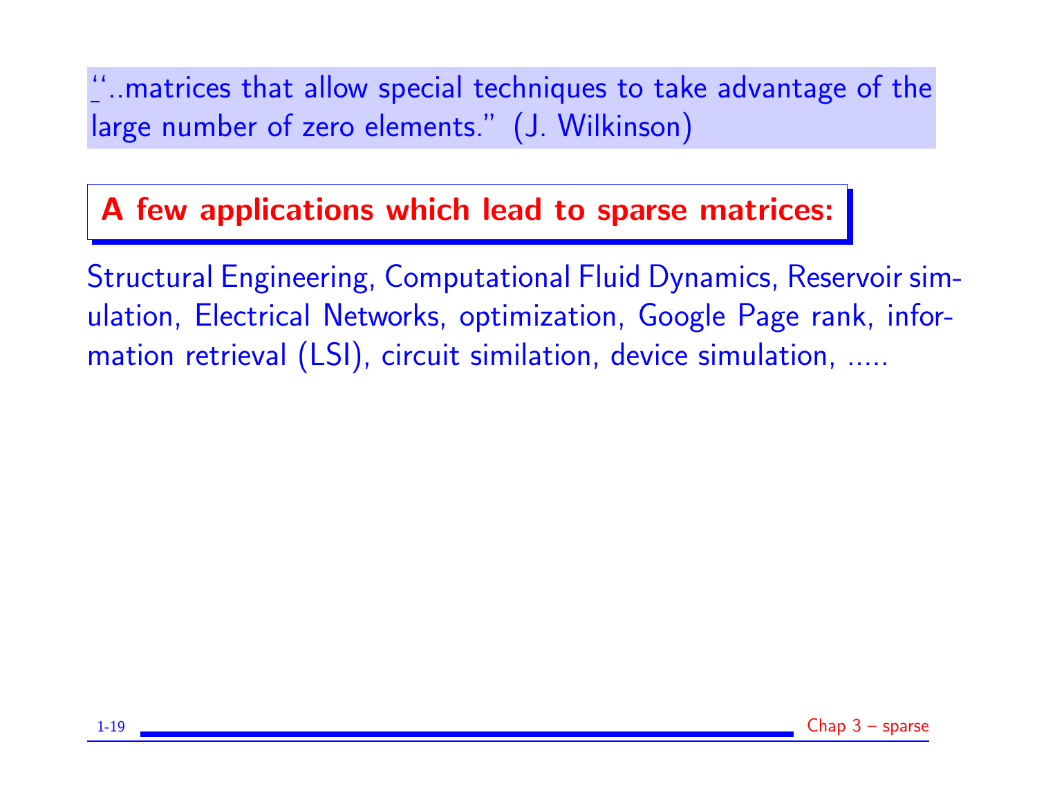''..matrices that allow special techniques to take advantage of the large number of zero elements.'' (J. Wilkinson)

## A few applications which lead to sparse matrices:

Structural Engineering, Computational Fluid Dynamics, Reservoir simulation, Electrical Networks, optimization, Google Page rank, information retrieval (LSI), circuit similation, device simulation, .....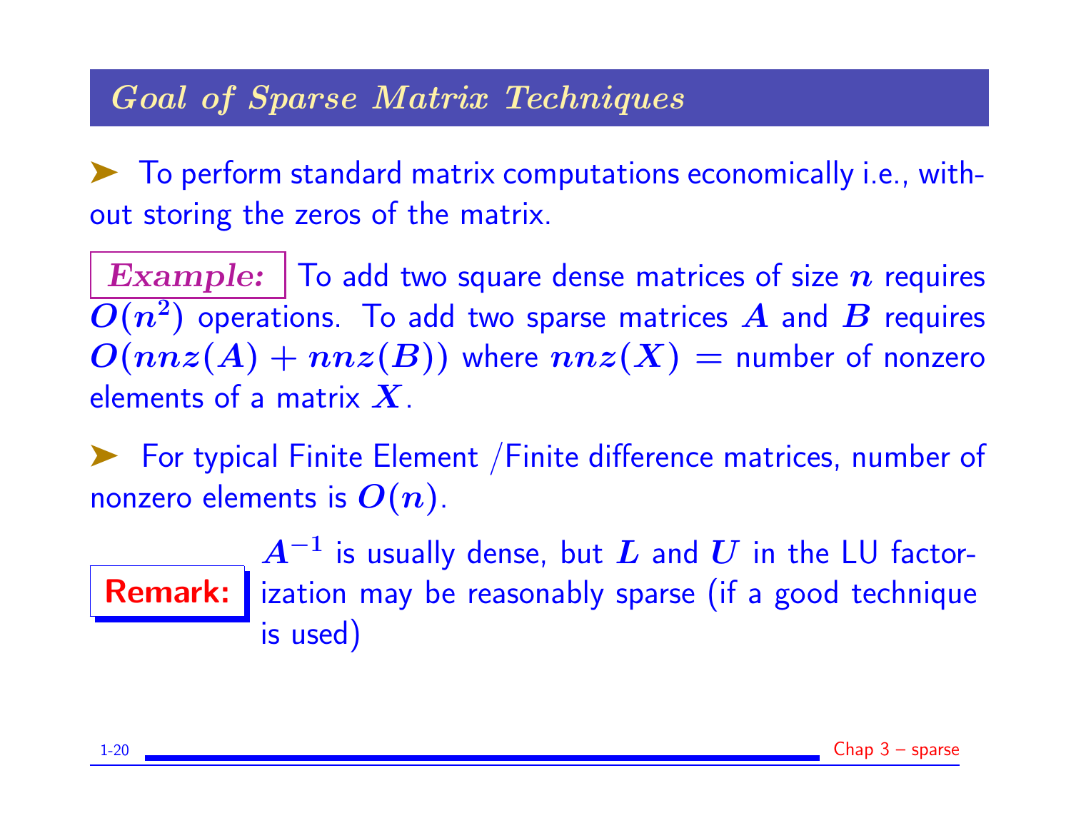## *Goal of Sparse Matrix Techniques*

➤ To perform standard matrix computations economically i.e., without storing the zeros of the matrix.

***Example:*** To add two square dense matrices of size $n$ requires $O(n^2)$ operations. To add two sparse matrices $A$ and $B$ requires $O(nnz(A) + nnz(B))$ where $nnz(X)$ = number of nonzero elements of a matrix $X$.

➤ For typical Finite Element /Finite difference matrices, number of nonzero elements is $O(n)$.

**Remark:** $A^{-1}$ is usually dense, but $L$ and $U$ in the LU factorization may be reasonably sparse (if a good technique is used)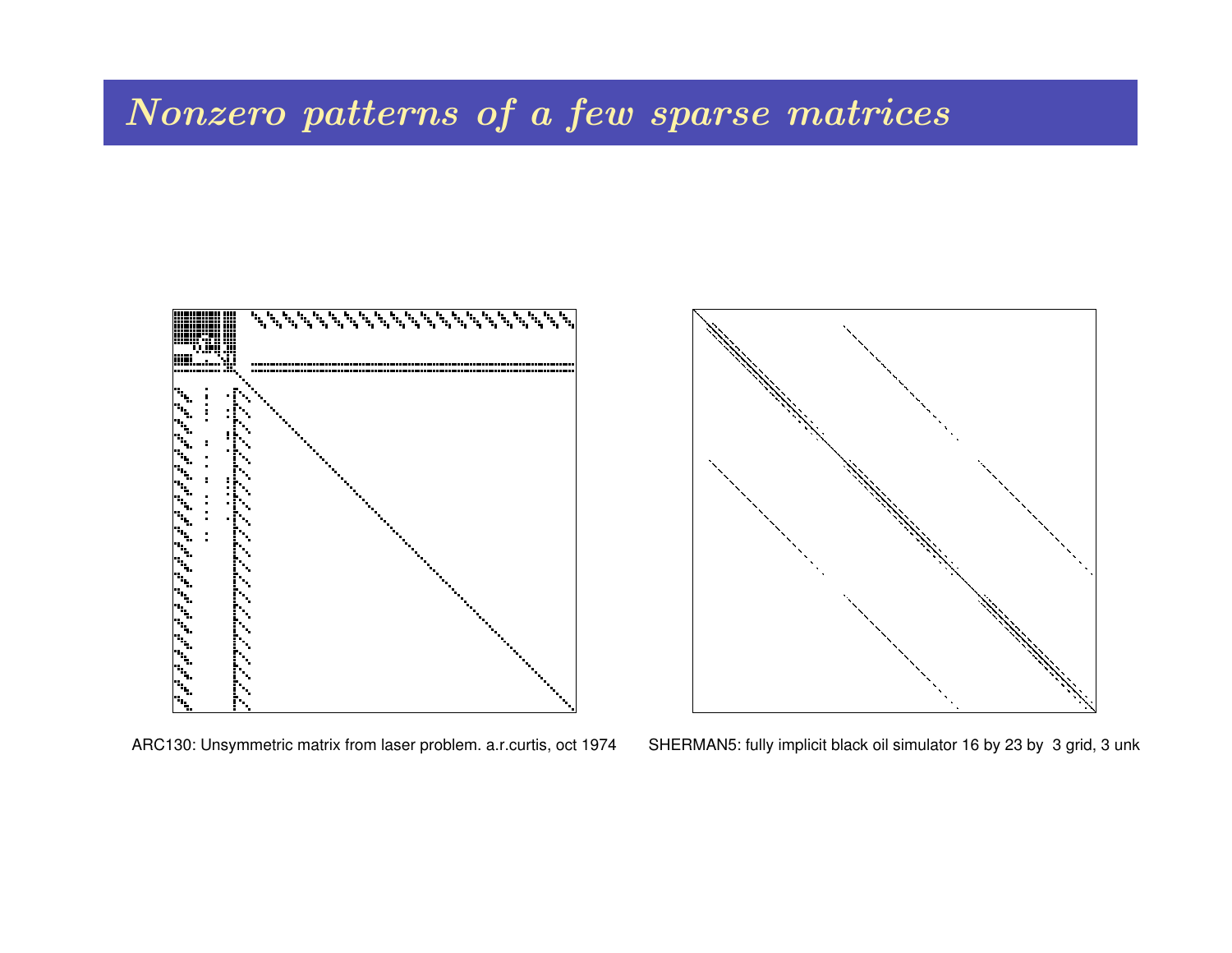# *Nonzero patterns of a few sparse matrices*

ARC130: Unsymmetric matrix from laser problem. a.r.curtis, oct 1974

SHERMAN5: fully implicit black oil simulator 16 by 23 by 3 grid, 3 unk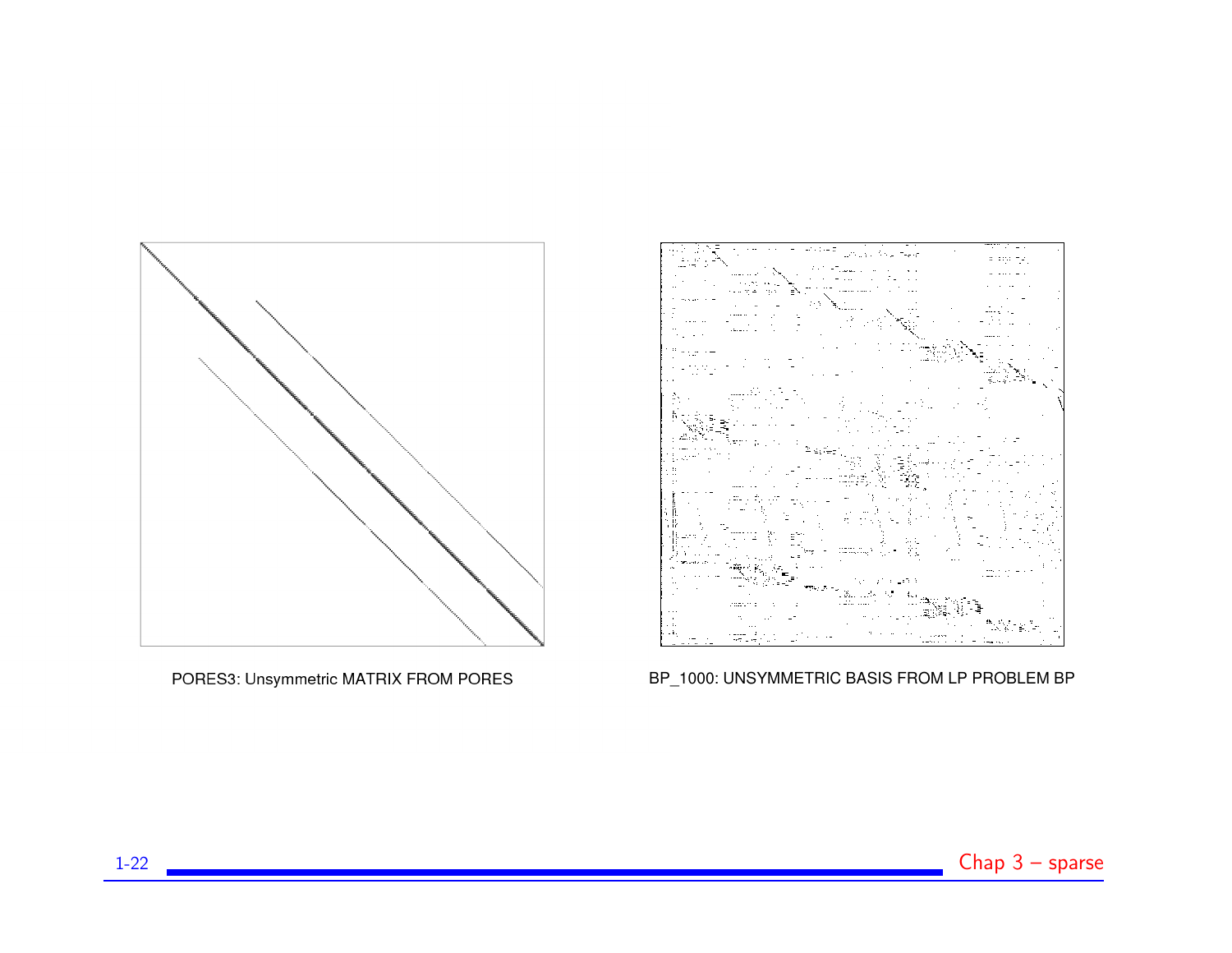PORES3: Unsymmetric MATRIX FROM PORES

BP_1000: UNSYMMETRIC BASIS FROM LP PROBLEM BP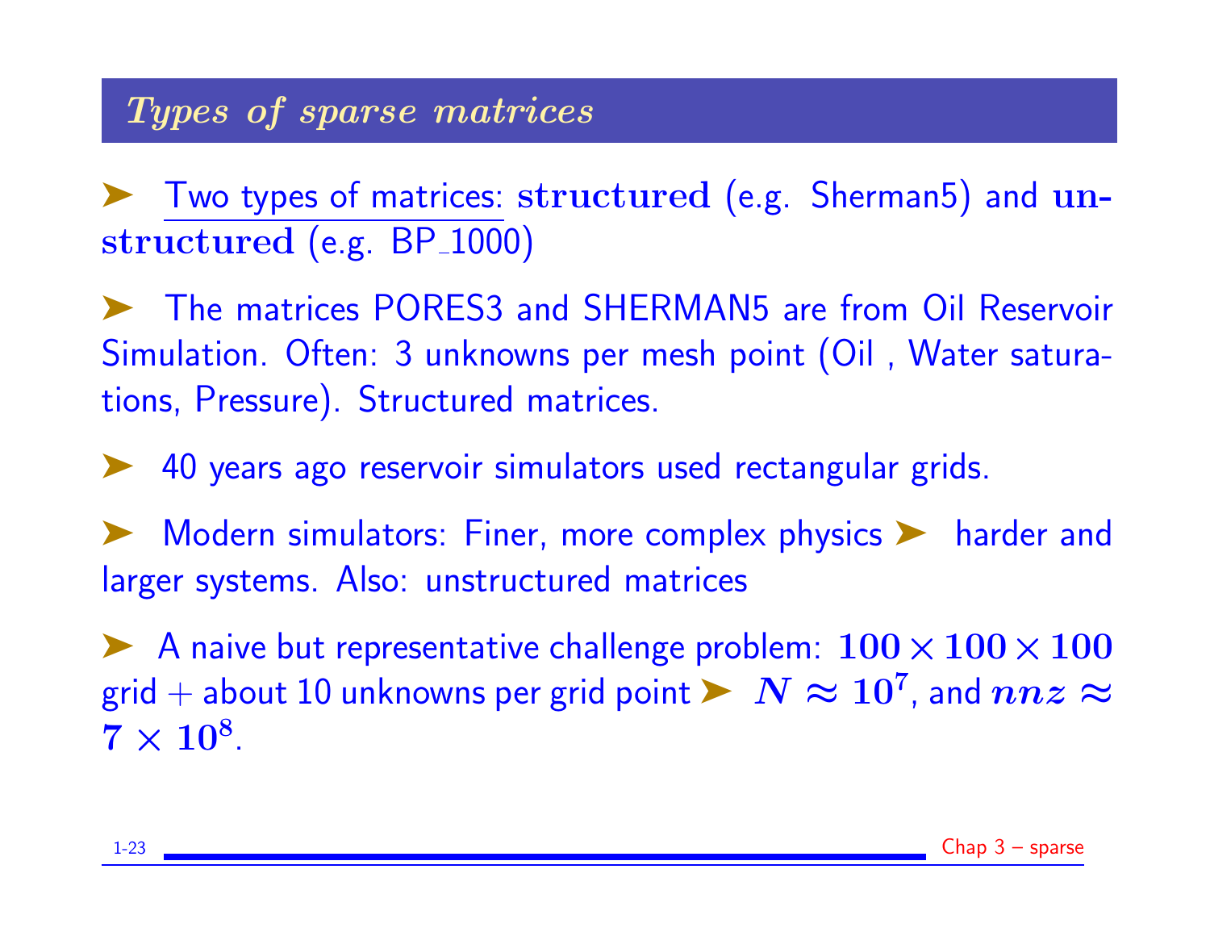## *Types of sparse matrices*

- Two types of matrices: **structured** (e.g. Sherman5) and **unstructured** (e.g. BP_1000)

- The matrices PORES3 and SHERMAN5 are from Oil Reservoir Simulation. Often: 3 unknowns per mesh point (Oil , Water saturations, Pressure). Structured matrices.

- 40 years ago reservoir simulators used rectangular grids.

- Modern simulators: Finer, more complex physics ➤ harder and larger systems. Also: unstructured matrices

- A naive but representative challenge problem: $100 \times 100 \times 100$ grid + about 10 unknowns per grid point ➤ $N \approx 10^7$, and $nnz \approx 7 \times 10^8$.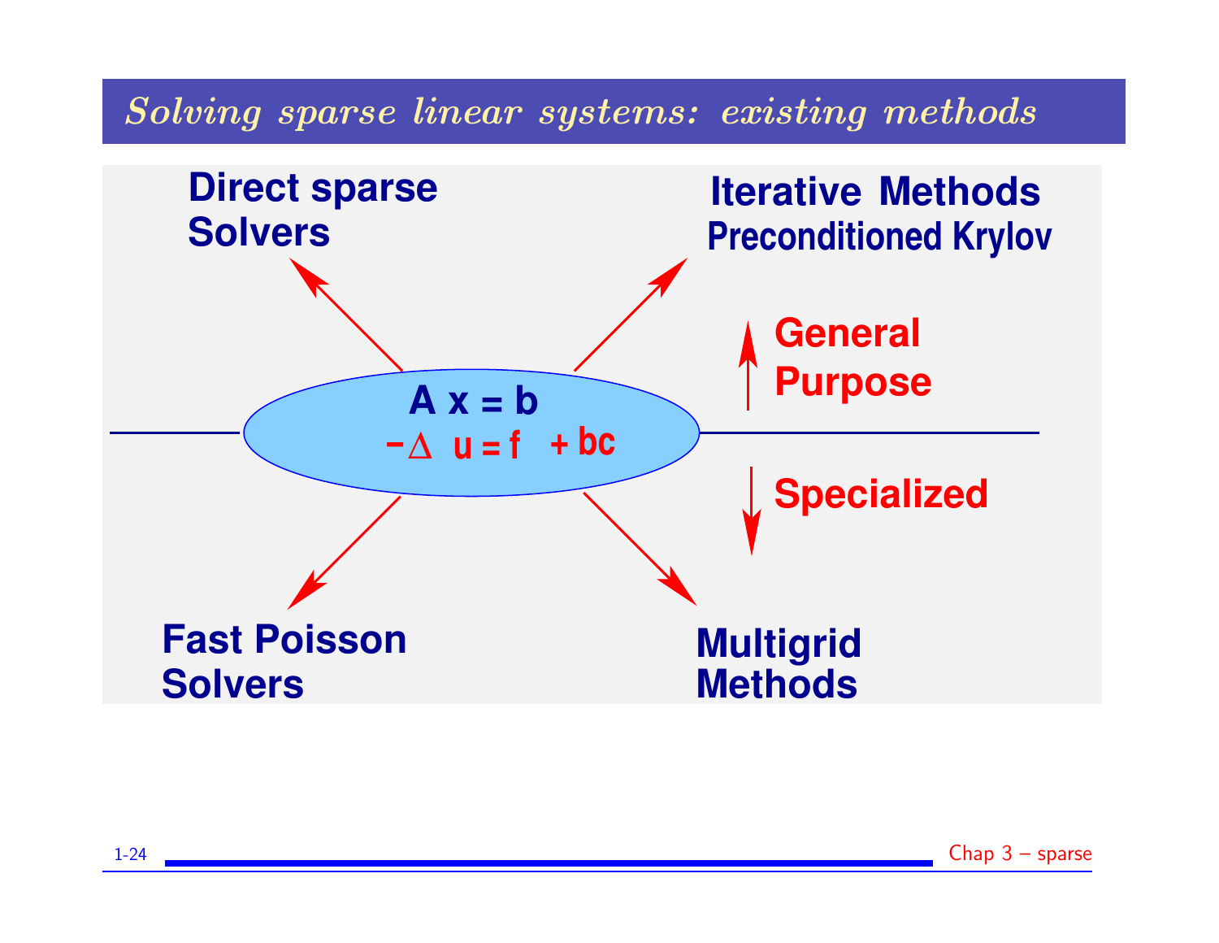# *Solving sparse linear systems: existing methods*

**Direct sparse Solvers**

**Iterative Methods**
**Preconditioned Krylov**

**General Purpose**

**A x = b**

$-\Delta u = f$ + bc

**Specialized**

**Fast Poisson Solvers**

**Multigrid Methods**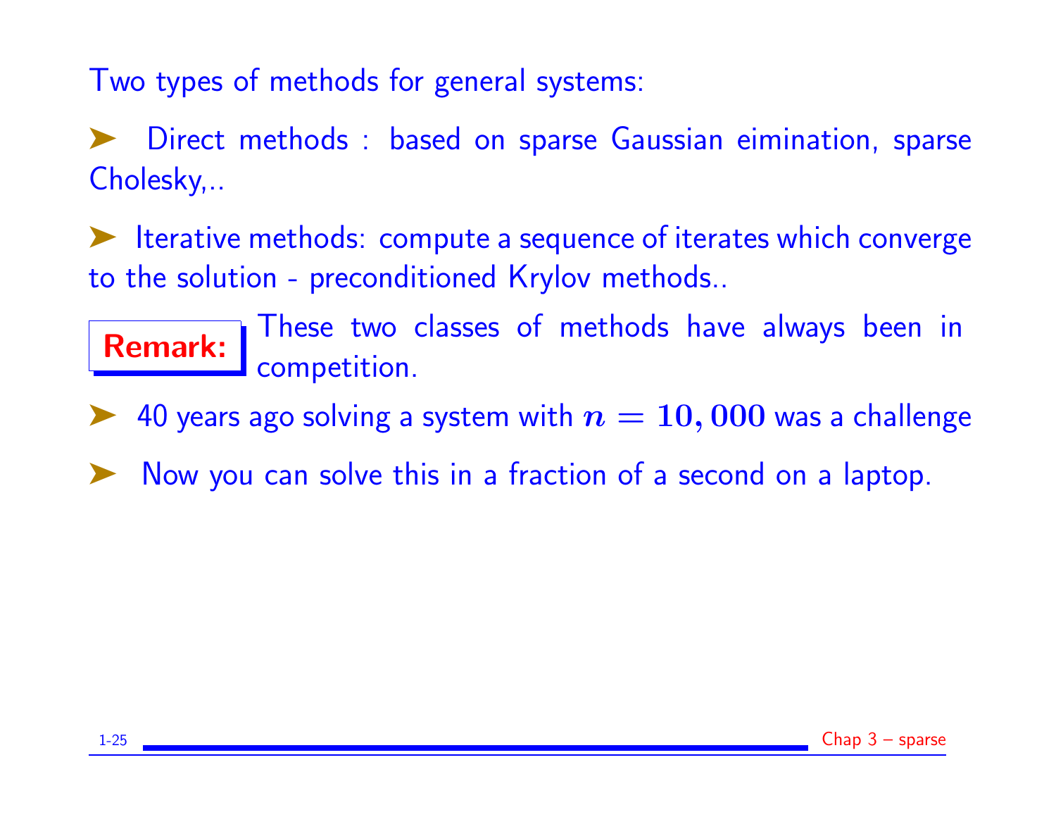Two types of methods for general systems:

- Direct methods : based on sparse Gaussian eimination, sparse Cholesky,..

- Iterative methods: compute a sequence of iterates which converge to the solution - preconditioned Krylov methods..

**Remark:** These two classes of methods have always been in competition.

- 40 years ago solving a system with $n = 10,000$ was a challenge

- Now you can solve this in a fraction of a second on a laptop.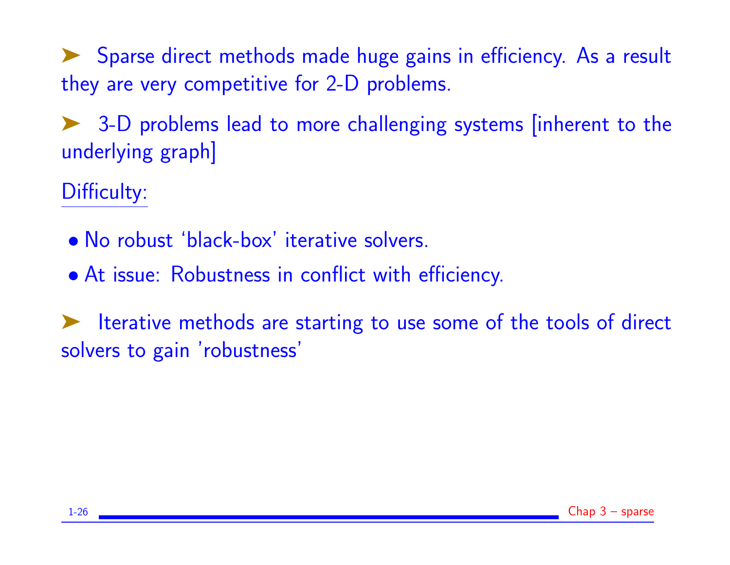➤ Sparse direct methods made huge gains in efficiency. As a result they are very competitive for 2-D problems.

➤ 3-D problems lead to more challenging systems [inherent to the underlying graph]

Difficulty:

- No robust 'black-box' iterative solvers.
- At issue: Robustness in conflict with efficiency.

➤ Iterative methods are starting to use some of the tools of direct solvers to gain 'robustness'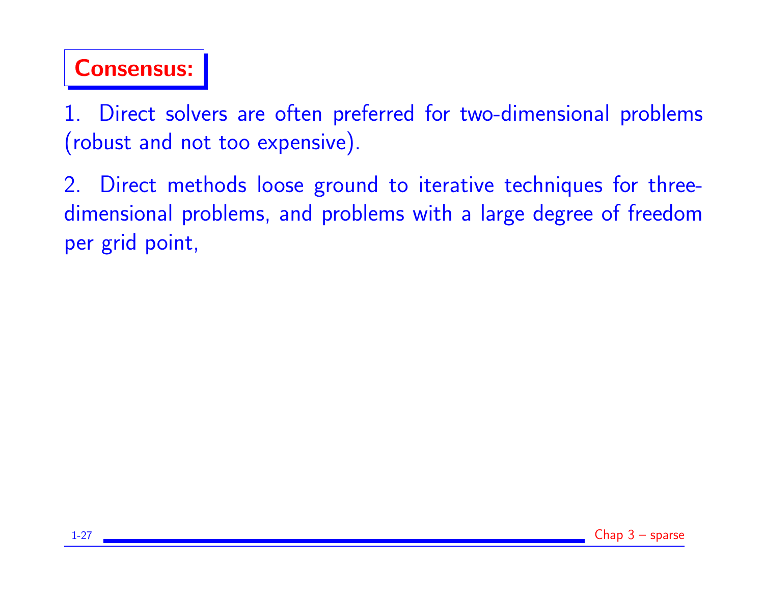## Consensus:

1. Direct solvers are often preferred for two-dimensional problems (robust and not too expensive).

2. Direct methods loose ground to iterative techniques for three-dimensional problems, and problems with a large degree of freedom per grid point,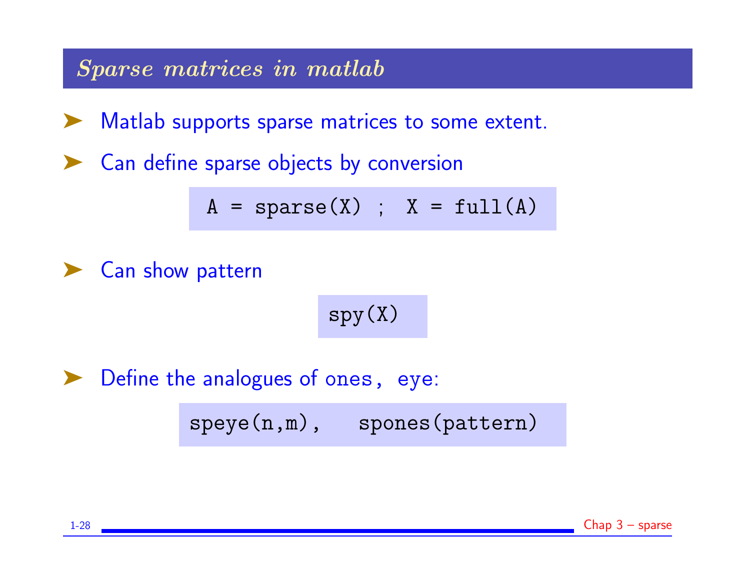## *Sparse matrices in matlab*

- Matlab supports sparse matrices to some extent.
- Can define sparse objects by conversion

```
A = sparse(X) ;  X = full(A)
```

- Can show pattern

```
spy(X)
```

- Define the analogues of `ones`, `eye`:

```
speye(n,m),   spones(pattern)
```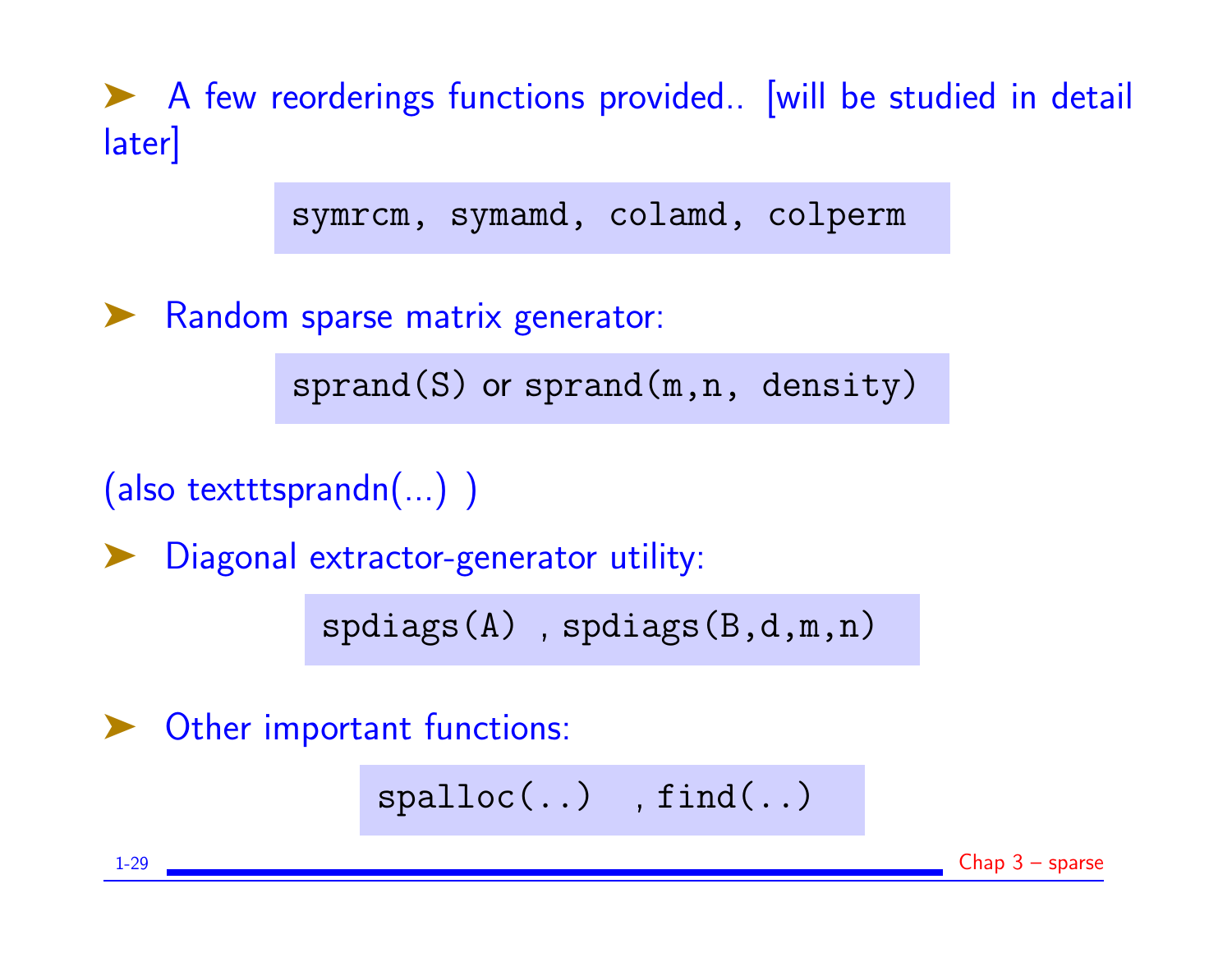- A few reorderings functions provided.. [will be studied in detail later]

```
symrcm, symamd, colamd, colperm
```

- Random sparse matrix generator:

`sprand(S)` or `sprand(m,n, density)`

(also texttt{sprandn(...)} )

- Diagonal extractor-generator utility:

`spdiags(A)` , `spdiags(B,d,m,n)`

- Other important functions:

`spalloc(..)` , `find(..)`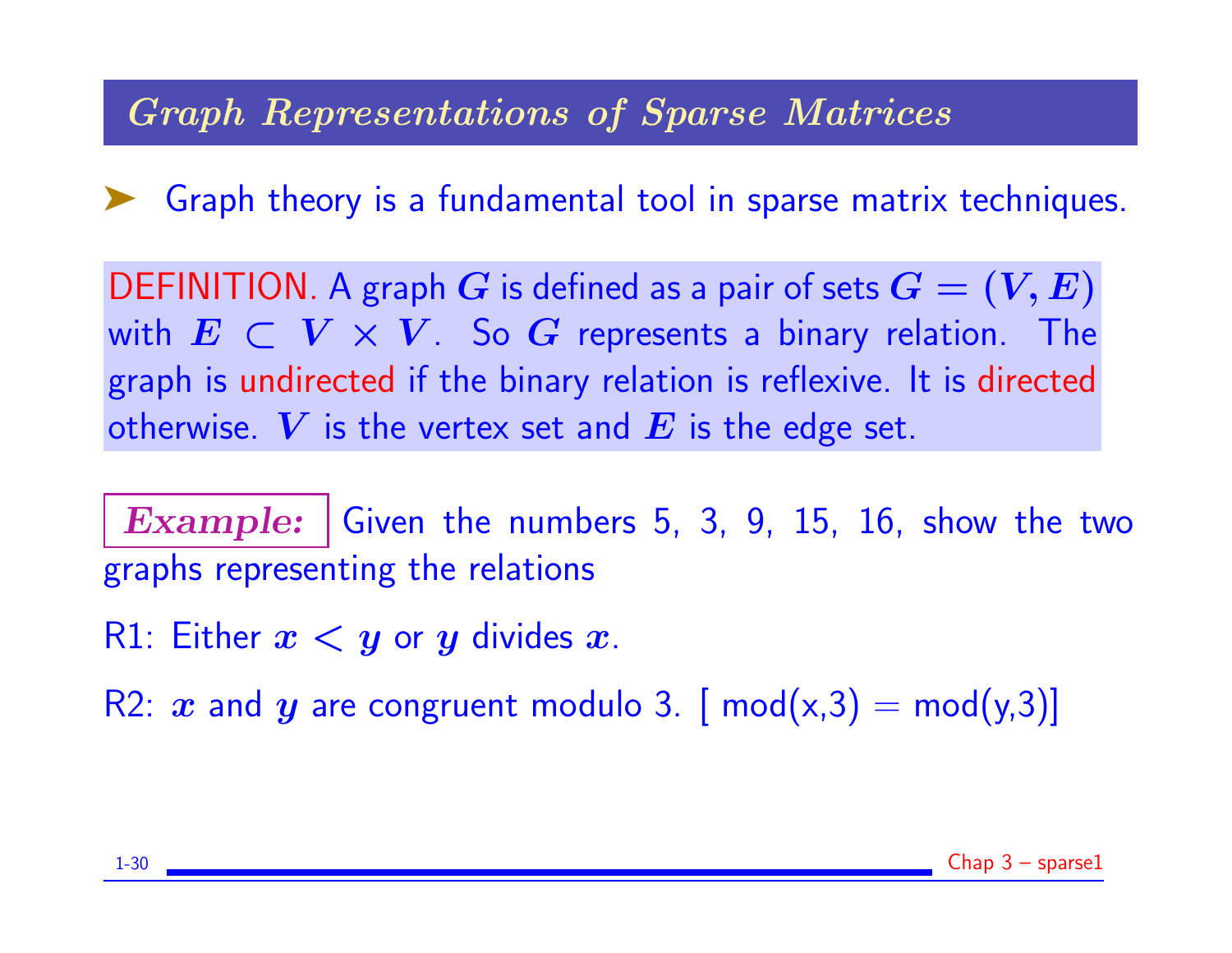## *Graph Representations of Sparse Matrices*

- Graph theory is a fundamental tool in sparse matrix techniques.

DEFINITION. A graph $G$ is defined as a pair of sets $G = (V, E)$ with $E \subset V \times V$. So $G$ represents a binary relation. The graph is undirected if the binary relation is reflexive. It is directed otherwise. $V$ is the vertex set and $E$ is the edge set.

***Example:*** Given the numbers 5, 3, 9, 15, 16, show the two graphs representing the relations

R1: Either $x < y$ or $y$ divides $x$.

R2: $x$ and $y$ are congruent modulo 3. [ mod(x,3) = mod(y,3)]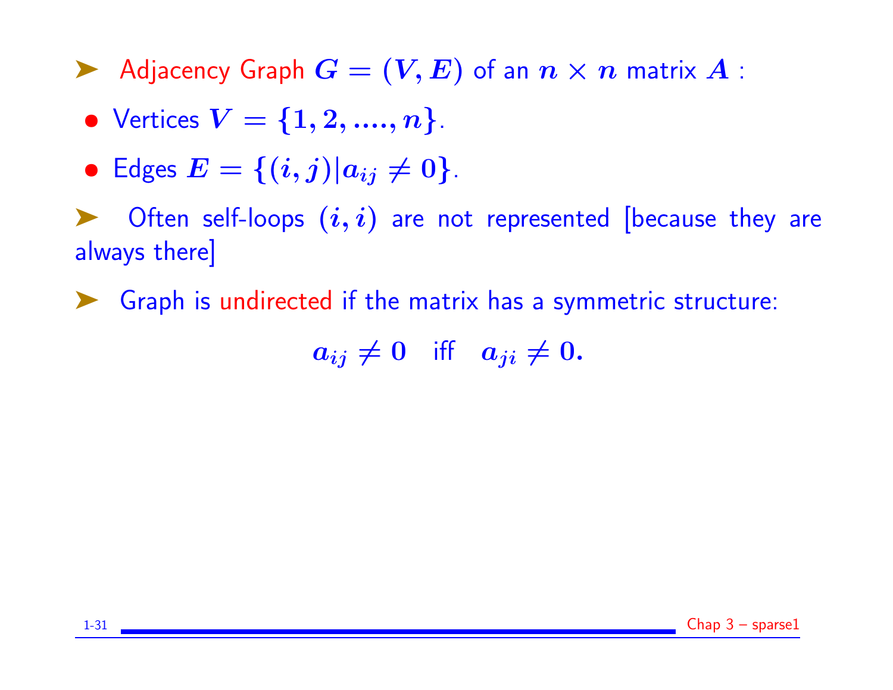- Adjacency Graph $G = (V, E)$ of an $n \times n$ matrix $A$ :
  - Vertices $V = \{1, 2, ...., n\}$.
  - Edges $E = \{(i, j) | a_{ij} \neq 0\}$.
- Often self-loops $(i, i)$ are not represented [because they are always there]
- Graph is undirected if the matrix has a symmetric structure:

$$a_{ij} \neq 0 \quad \text{iff} \quad a_{ji} \neq 0.$$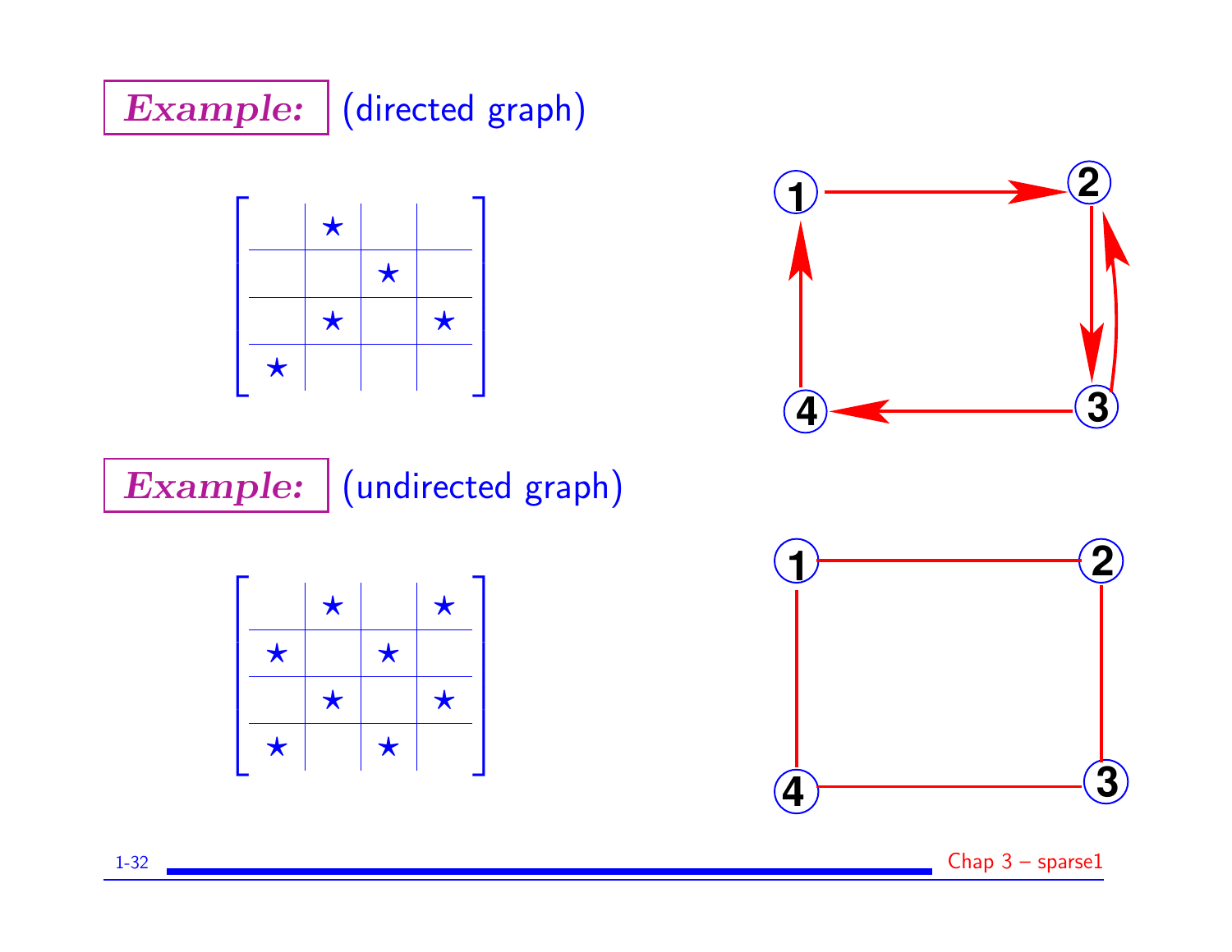**Example:** (directed graph)

$$
\begin{bmatrix}
 & \star & & \\
 & & \star & \\
 & \star & & \star \\
\star & & &
\end{bmatrix}
$$

**Example:** (undirected graph)

$$
\begin{bmatrix}
 & \star & & \star \\
\star & & \star & \\
 & \star & & \star \\
\star & & \star &
\end{bmatrix}
$$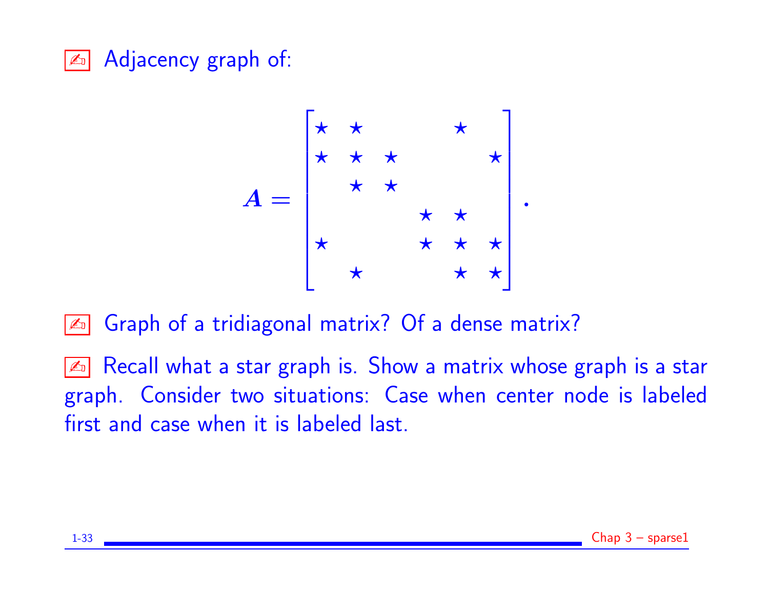✍ Adjacency graph of:

$$A = \begin{bmatrix} \star & \star & & & \star & \\ \star & \star & \star & & & \star \\ & \star & \star & & & \\ & & & \star & \star & \\ \star & & & \star & \star & \star \\ & \star & & & \star & \star \end{bmatrix}.$$

✍ Graph of a tridiagonal matrix? Of a dense matrix?

✍ Recall what a star graph is. Show a matrix whose graph is a star graph. Consider two situations: Case when center node is labeled first and case when it is labeled last.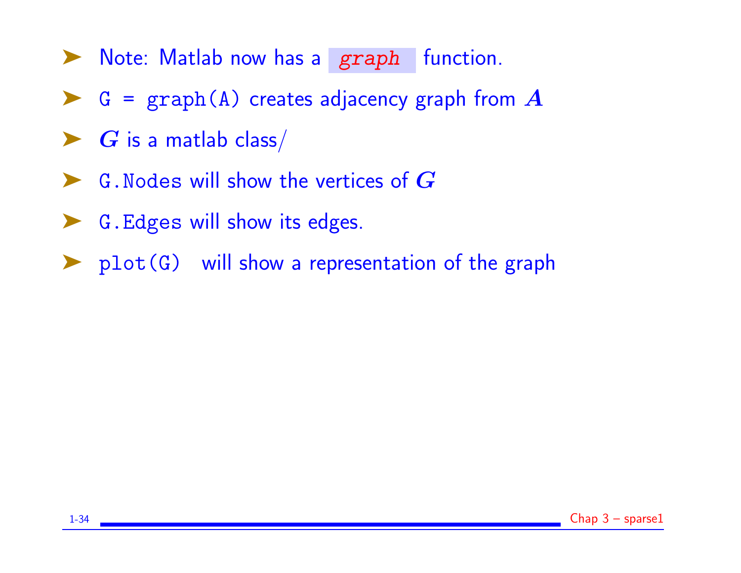- Note: Matlab now has a *graph* function.
- `G = graph(A)` creates adjacency graph from $A$
- $G$ is a matlab class/
- `G.Nodes` will show the vertices of $G$
- `G.Edges` will show its edges.
- `plot(G)` will show a representation of the graph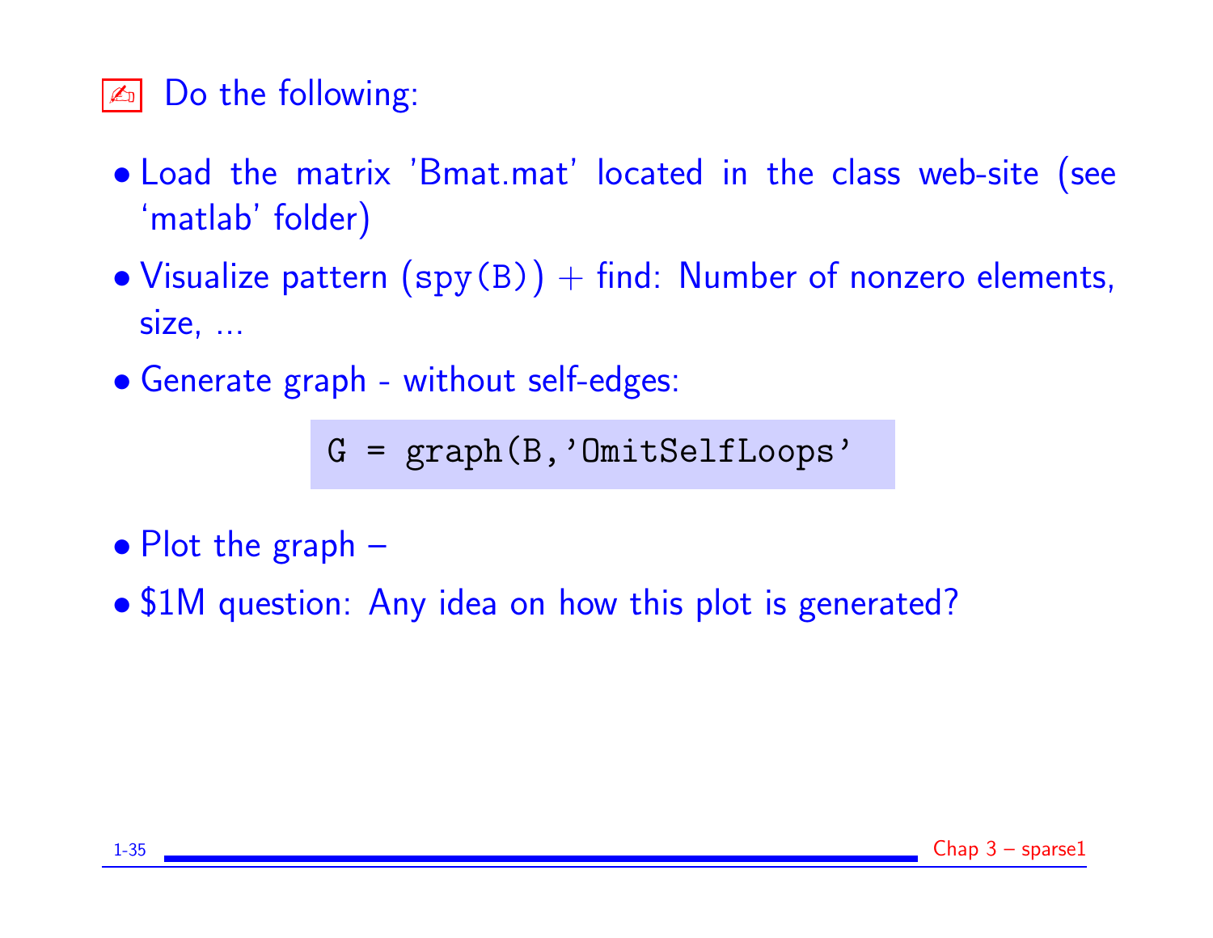✍ Do the following:

- Load the matrix 'Bmat.mat' located in the class web-site (see 'matlab' folder)
- Visualize pattern (`spy(B)`) + find: Number of nonzero elements, size, ...
- Generate graph - without self-edges:

```
G = graph(B,'OmitSelfLoops'
```

- Plot the graph –
- \$1M question: Any idea on how this plot is generated?